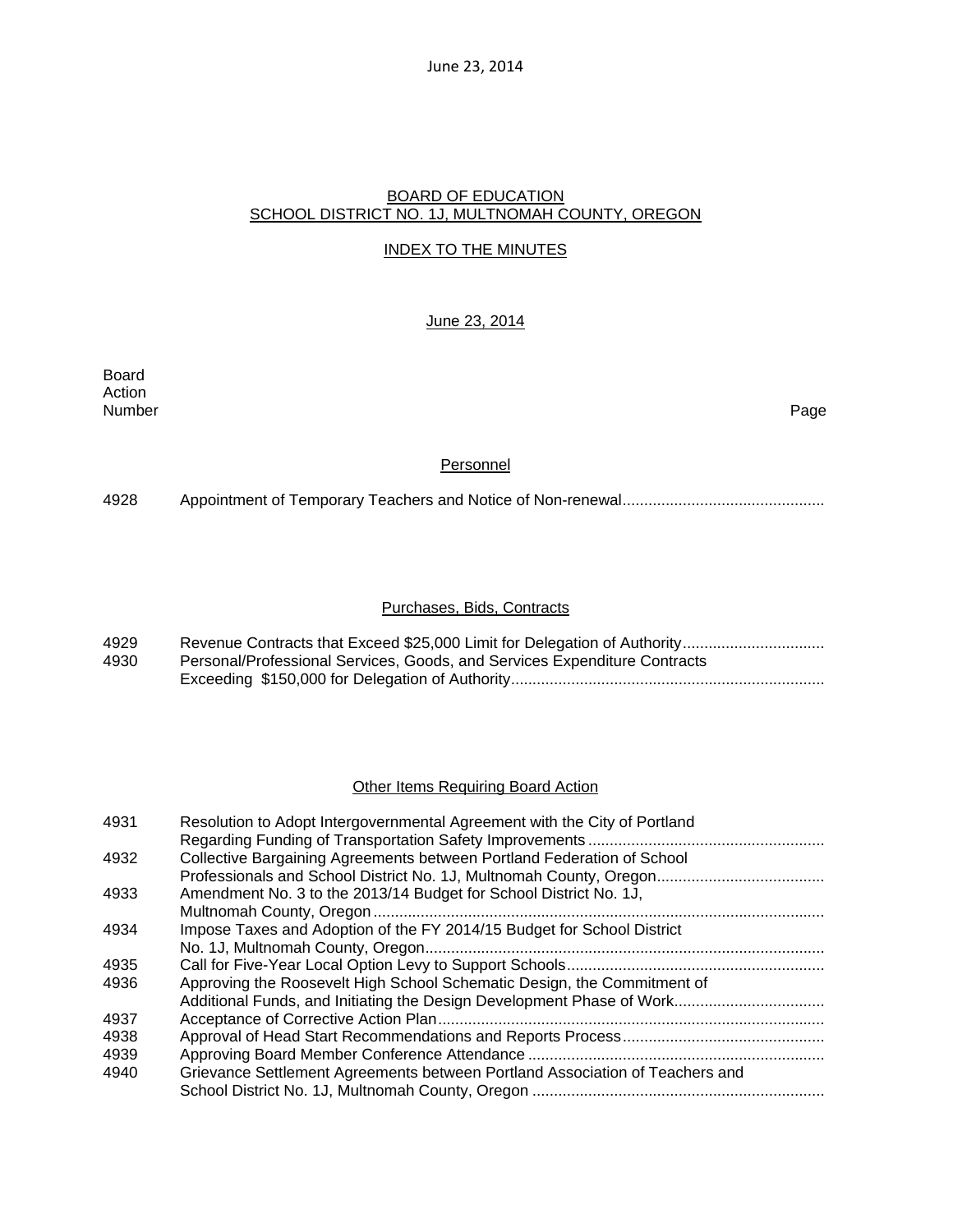June 23, 2014

## BOARD OF EDUCATION
## SCHOOL DISTRICT NO. 1J, MULTNOMAH COUNTY, OREGON

### INDEX TO THE MINUTES

June 23, 2014

| Board Action Number | | Page |
|---|---|---|
| | **Personnel** | |
| 4928 | Appointment of Temporary Teachers and Notice of Non-renewal | |
| | **Purchases, Bids, Contracts** | |
| 4929 | Revenue Contracts that Exceed $25,000 Limit for Delegation of Authority | |
| 4930 | Personal/Professional Services, Goods, and Services Expenditure Contracts Exceeding $150,000 for Delegation of Authority | |
| | **Other Items Requiring Board Action** | |
| 4931 | Resolution to Adopt Intergovernmental Agreement with the City of Portland Regarding Funding of Transportation Safety Improvements | |
| 4932 | Collective Bargaining Agreements between Portland Federation of School Professionals and School District No. 1J, Multnomah County, Oregon | |
| 4933 | Amendment No. 3 to the 2013/14 Budget for School District No. 1J, Multnomah County, Oregon | |
| 4934 | Impose Taxes and Adoption of the FY 2014/15 Budget for School District No. 1J, Multnomah County, Oregon | |
| 4935 | Call for Five-Year Local Option Levy to Support Schools | |
| 4936 | Approving the Roosevelt High School Schematic Design, the Commitment of Additional Funds, and Initiating the Design Development Phase of Work | |
| 4937 | Acceptance of Corrective Action Plan | |
| 4938 | Approval of Head Start Recommendations and Reports Process | |
| 4939 | Approving Board Member Conference Attendance | |
| 4940 | Grievance Settlement Agreements between Portland Association of Teachers and School District No. 1J, Multnomah County, Oregon | |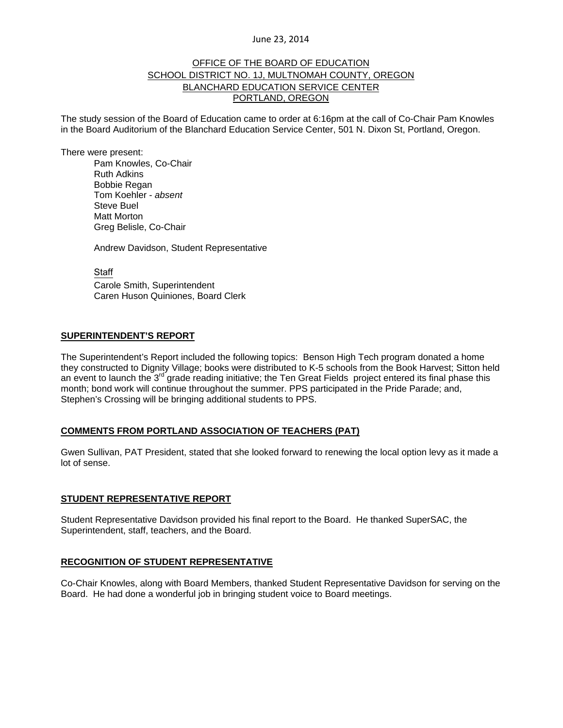June 23, 2014

OFFICE OF THE BOARD OF EDUCATION
SCHOOL DISTRICT NO. 1J, MULTNOMAH COUNTY, OREGON
BLANCHARD EDUCATION SERVICE CENTER
PORTLAND, OREGON

The study session of the Board of Education came to order at 6:16pm at the call of Co-Chair Pam Knowles in the Board Auditorium of the Blanchard Education Service Center, 501 N. Dixon St, Portland, Oregon.

There were present:

Pam Knowles, Co-Chair
Ruth Adkins
Bobbie Regan
Tom Koehler - *absent*
Steve Buel
Matt Morton
Greg Belisle, Co-Chair

Andrew Davidson, Student Representative

Staff
Carole Smith, Superintendent
Caren Huson Quiniones, Board Clerk

**SUPERINTENDENT'S REPORT**

The Superintendent's Report included the following topics: Benson High Tech program donated a home they constructed to Dignity Village; books were distributed to K-5 schools from the Book Harvest; Sitton held an event to launch the 3rd grade reading initiative; the Ten Great Fields project entered its final phase this month; bond work will continue throughout the summer. PPS participated in the Pride Parade; and, Stephen's Crossing will be bringing additional students to PPS.

**COMMENTS FROM PORTLAND ASSOCIATION OF TEACHERS (PAT)**

Gwen Sullivan, PAT President, stated that she looked forward to renewing the local option levy as it made a lot of sense.

**STUDENT REPRESENTATIVE REPORT**

Student Representative Davidson provided his final report to the Board. He thanked SuperSAC, the Superintendent, staff, teachers, and the Board.

**RECOGNITION OF STUDENT REPRESENTATIVE**

Co-Chair Knowles, along with Board Members, thanked Student Representative Davidson for serving on the Board. He had done a wonderful job in bringing student voice to Board meetings.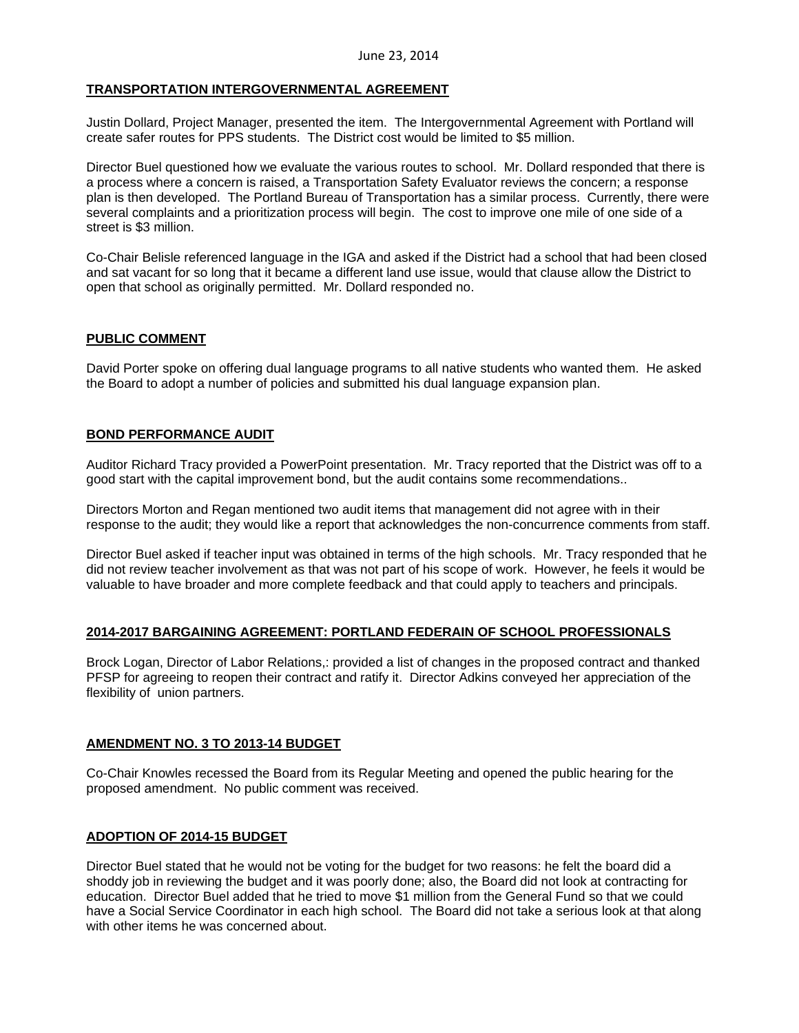June 23, 2014

**TRANSPORTATION INTERGOVERNMENTAL AGREEMENT**

Justin Dollard, Project Manager, presented the item. The Intergovernmental Agreement with Portland will create safer routes for PPS students. The District cost would be limited to $5 million.

Director Buel questioned how we evaluate the various routes to school. Mr. Dollard responded that there is a process where a concern is raised, a Transportation Safety Evaluator reviews the concern; a response plan is then developed. The Portland Bureau of Transportation has a similar process. Currently, there were several complaints and a prioritization process will begin. The cost to improve one mile of one side of a street is $3 million.

Co-Chair Belisle referenced language in the IGA and asked if the District had a school that had been closed and sat vacant for so long that it became a different land use issue, would that clause allow the District to open that school as originally permitted. Mr. Dollard responded no.

**PUBLIC COMMENT**

David Porter spoke on offering dual language programs to all native students who wanted them. He asked the Board to adopt a number of policies and submitted his dual language expansion plan.

**BOND PERFORMANCE AUDIT**

Auditor Richard Tracy provided a PowerPoint presentation. Mr. Tracy reported that the District was off to a good start with the capital improvement bond, but the audit contains some recommendations..

Directors Morton and Regan mentioned two audit items that management did not agree with in their response to the audit; they would like a report that acknowledges the non-concurrence comments from staff.

Director Buel asked if teacher input was obtained in terms of the high schools. Mr. Tracy responded that he did not review teacher involvement as that was not part of his scope of work. However, he feels it would be valuable to have broader and more complete feedback and that could apply to teachers and principals.

**2014-2017 BARGAINING AGREEMENT: PORTLAND FEDERAIN OF SCHOOL PROFESSIONALS**

Brock Logan, Director of Labor Relations,: provided a list of changes in the proposed contract and thanked PFSP for agreeing to reopen their contract and ratify it. Director Adkins conveyed her appreciation of the flexibility of union partners.

**AMENDMENT NO. 3 TO 2013-14 BUDGET**

Co-Chair Knowles recessed the Board from its Regular Meeting and opened the public hearing for the proposed amendment. No public comment was received.

**ADOPTION OF 2014-15 BUDGET**

Director Buel stated that he would not be voting for the budget for two reasons: he felt the board did a shoddy job in reviewing the budget and it was poorly done; also, the Board did not look at contracting for education. Director Buel added that he tried to move $1 million from the General Fund so that we could have a Social Service Coordinator in each high school. The Board did not take a serious look at that along with other items he was concerned about.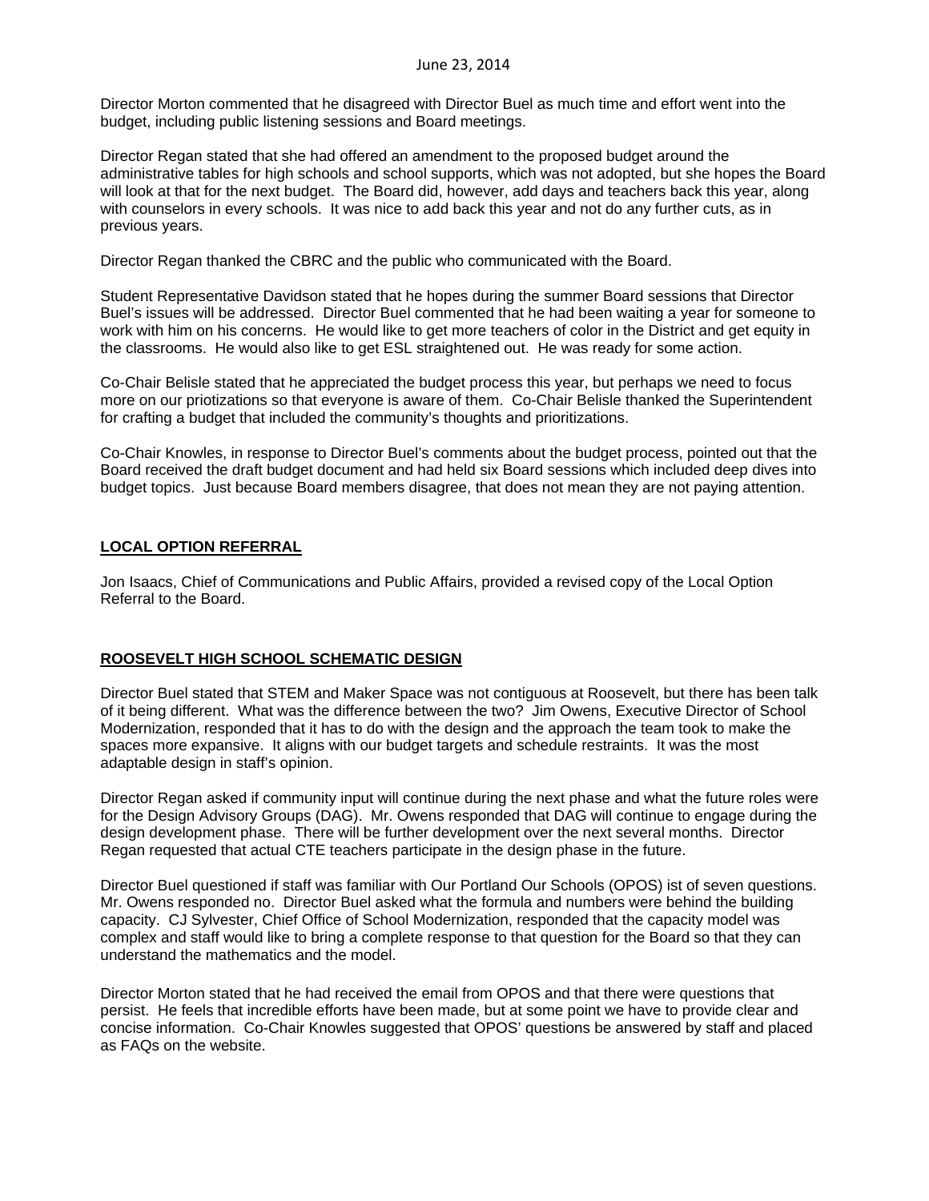Director Morton commented that he disagreed with Director Buel as much time and effort went into the budget, including public listening sessions and Board meetings.

Director Regan stated that she had offered an amendment to the proposed budget around the administrative tables for high schools and school supports, which was not adopted, but she hopes the Board will look at that for the next budget. The Board did, however, add days and teachers back this year, along with counselors in every schools. It was nice to add back this year and not do any further cuts, as in previous years.

Director Regan thanked the CBRC and the public who communicated with the Board.

Student Representative Davidson stated that he hopes during the summer Board sessions that Director Buel's issues will be addressed. Director Buel commented that he had been waiting a year for someone to work with him on his concerns. He would like to get more teachers of color in the District and get equity in the classrooms. He would also like to get ESL straightened out. He was ready for some action.

Co-Chair Belisle stated that he appreciated the budget process this year, but perhaps we need to focus more on our priotizations so that everyone is aware of them. Co-Chair Belisle thanked the Superintendent for crafting a budget that included the community's thoughts and prioritizations.

Co-Chair Knowles, in response to Director Buel's comments about the budget process, pointed out that the Board received the draft budget document and had held six Board sessions which included deep dives into budget topics. Just because Board members disagree, that does not mean they are not paying attention.

## LOCAL OPTION REFERRAL

Jon Isaacs, Chief of Communications and Public Affairs, provided a revised copy of the Local Option Referral to the Board.

## ROOSEVELT HIGH SCHOOL SCHEMATIC DESIGN

Director Buel stated that STEM and Maker Space was not contiguous at Roosevelt, but there has been talk of it being different. What was the difference between the two? Jim Owens, Executive Director of School Modernization, responded that it has to do with the design and the approach the team took to make the spaces more expansive. It aligns with our budget targets and schedule restraints. It was the most adaptable design in staff's opinion.

Director Regan asked if community input will continue during the next phase and what the future roles were for the Design Advisory Groups (DAG). Mr. Owens responded that DAG will continue to engage during the design development phase. There will be further development over the next several months. Director Regan requested that actual CTE teachers participate in the design phase in the future.

Director Buel questioned if staff was familiar with Our Portland Our Schools (OPOS) ist of seven questions. Mr. Owens responded no. Director Buel asked what the formula and numbers were behind the building capacity. CJ Sylvester, Chief Office of School Modernization, responded that the capacity model was complex and staff would like to bring a complete response to that question for the Board so that they can understand the mathematics and the model.

Director Morton stated that he had received the email from OPOS and that there were questions that persist. He feels that incredible efforts have been made, but at some point we have to provide clear and concise information. Co-Chair Knowles suggested that OPOS' questions be answered by staff and placed as FAQs on the website.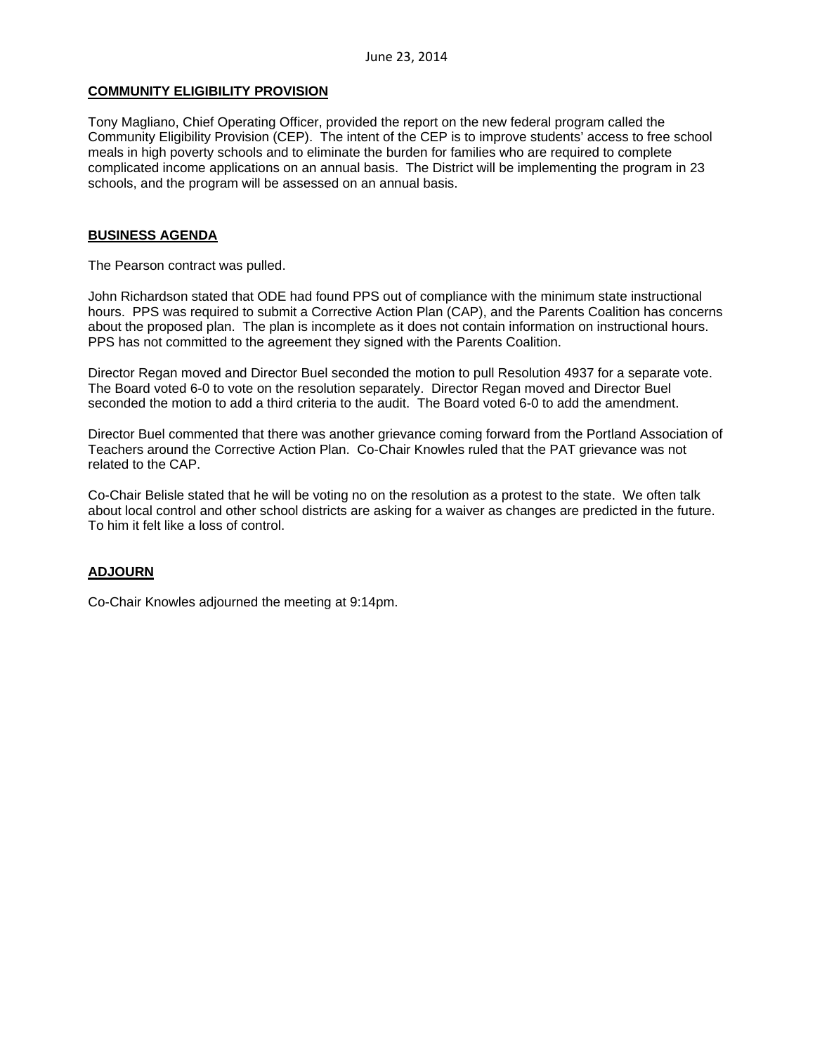## COMMUNITY ELIGIBILITY PROVISION

Tony Magliano, Chief Operating Officer, provided the report on the new federal program called the Community Eligibility Provision (CEP). The intent of the CEP is to improve students' access to free school meals in high poverty schools and to eliminate the burden for families who are required to complete complicated income applications on an annual basis. The District will be implementing the program in 23 schools, and the program will be assessed on an annual basis.

## BUSINESS AGENDA

The Pearson contract was pulled.

John Richardson stated that ODE had found PPS out of compliance with the minimum state instructional hours. PPS was required to submit a Corrective Action Plan (CAP), and the Parents Coalition has concerns about the proposed plan. The plan is incomplete as it does not contain information on instructional hours. PPS has not committed to the agreement they signed with the Parents Coalition.

Director Regan moved and Director Buel seconded the motion to pull Resolution 4937 for a separate vote. The Board voted 6-0 to vote on the resolution separately. Director Regan moved and Director Buel seconded the motion to add a third criteria to the audit. The Board voted 6-0 to add the amendment.

Director Buel commented that there was another grievance coming forward from the Portland Association of Teachers around the Corrective Action Plan. Co-Chair Knowles ruled that the PAT grievance was not related to the CAP.

Co-Chair Belisle stated that he will be voting no on the resolution as a protest to the state. We often talk about local control and other school districts are asking for a waiver as changes are predicted in the future. To him it felt like a loss of control.

## ADJOURN

Co-Chair Knowles adjourned the meeting at 9:14pm.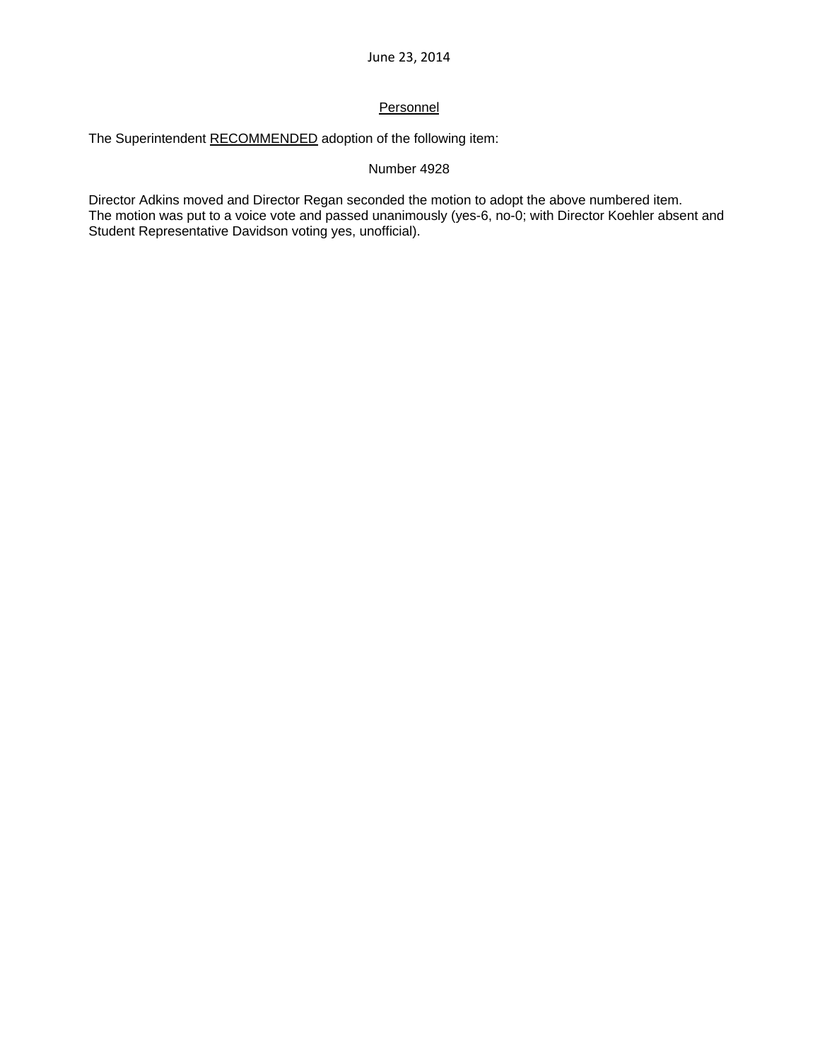June 23, 2014

Personnel

The Superintendent RECOMMENDED adoption of the following item:

Number 4928

Director Adkins moved and Director Regan seconded the motion to adopt the above numbered item.
The motion was put to a voice vote and passed unanimously (yes-6, no-0; with Director Koehler absent and Student Representative Davidson voting yes, unofficial).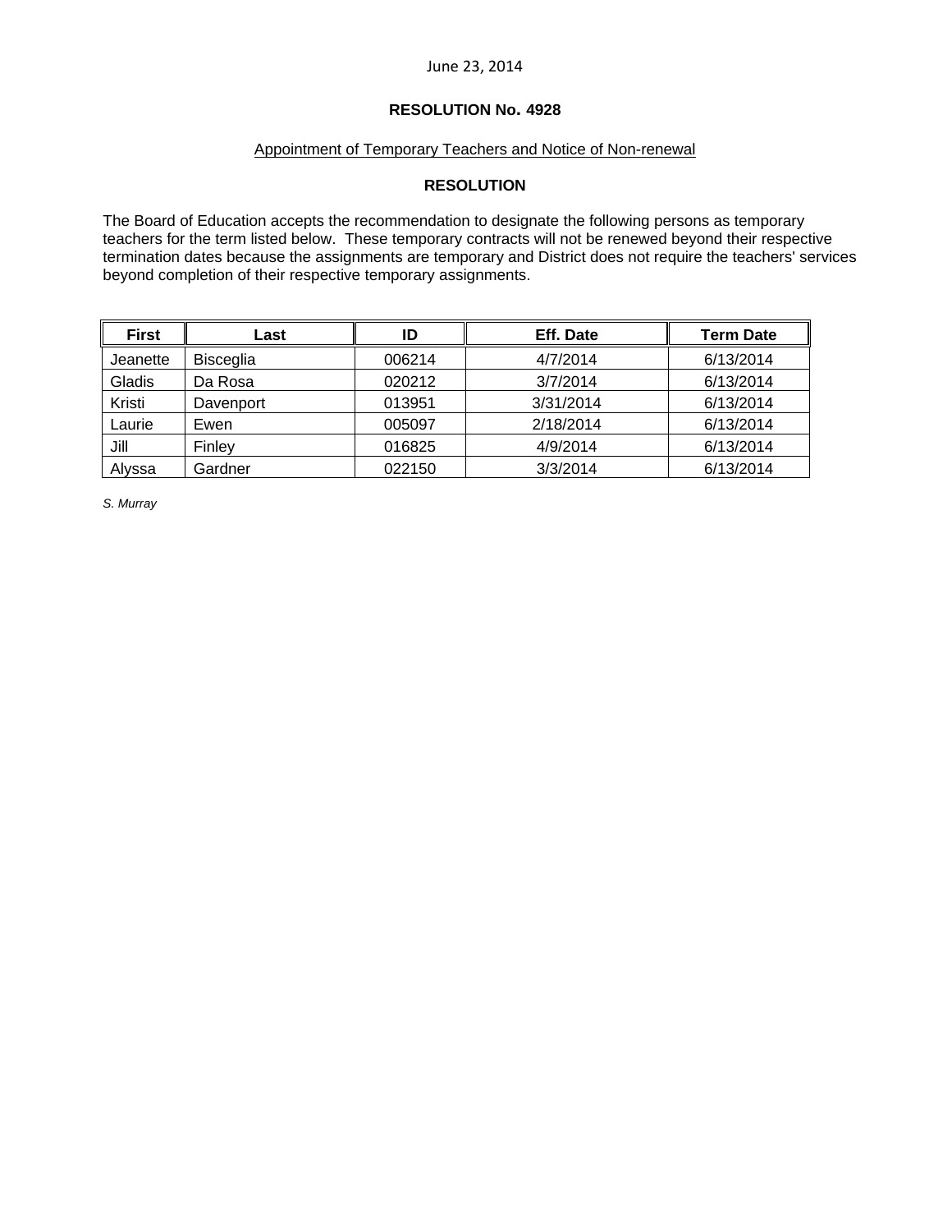June 23, 2014

**RESOLUTION No. 4928**

Appointment of Temporary Teachers and Notice of Non-renewal

**RESOLUTION**

The Board of Education accepts the recommendation to designate the following persons as temporary teachers for the term listed below. These temporary contracts will not be renewed beyond their respective termination dates because the assignments are temporary and District does not require the teachers' services beyond completion of their respective temporary assignments.

| First | Last | ID | Eff. Date | Term Date |
|---|---|---|---|---|
| Jeanette | Bisceglia | 006214 | 4/7/2014 | 6/13/2014 |
| Gladis | Da Rosa | 020212 | 3/7/2014 | 6/13/2014 |
| Kristi | Davenport | 013951 | 3/31/2014 | 6/13/2014 |
| Laurie | Ewen | 005097 | 2/18/2014 | 6/13/2014 |
| Jill | Finley | 016825 | 4/9/2014 | 6/13/2014 |
| Alyssa | Gardner | 022150 | 3/3/2014 | 6/13/2014 |

*S. Murray*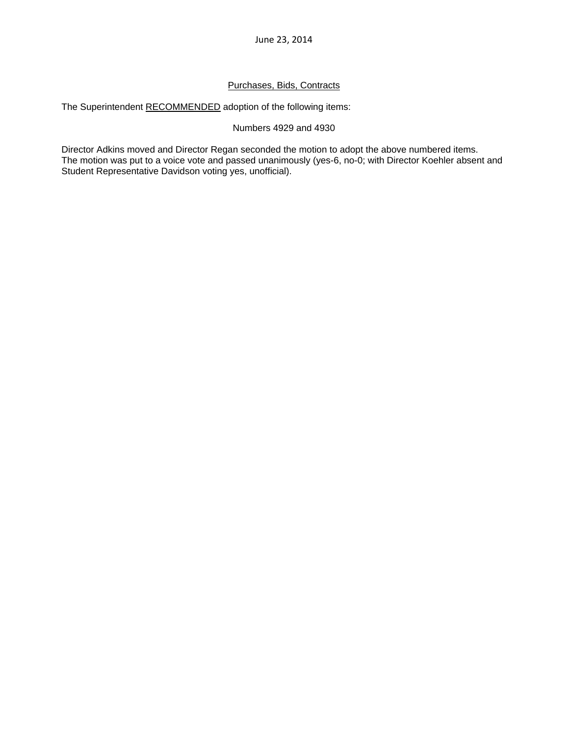June 23, 2014

## Purchases, Bids, Contracts

The Superintendent RECOMMENDED adoption of the following items:

Numbers 4929 and 4930

Director Adkins moved and Director Regan seconded the motion to adopt the above numbered items. The motion was put to a voice vote and passed unanimously (yes-6, no-0; with Director Koehler absent and Student Representative Davidson voting yes, unofficial).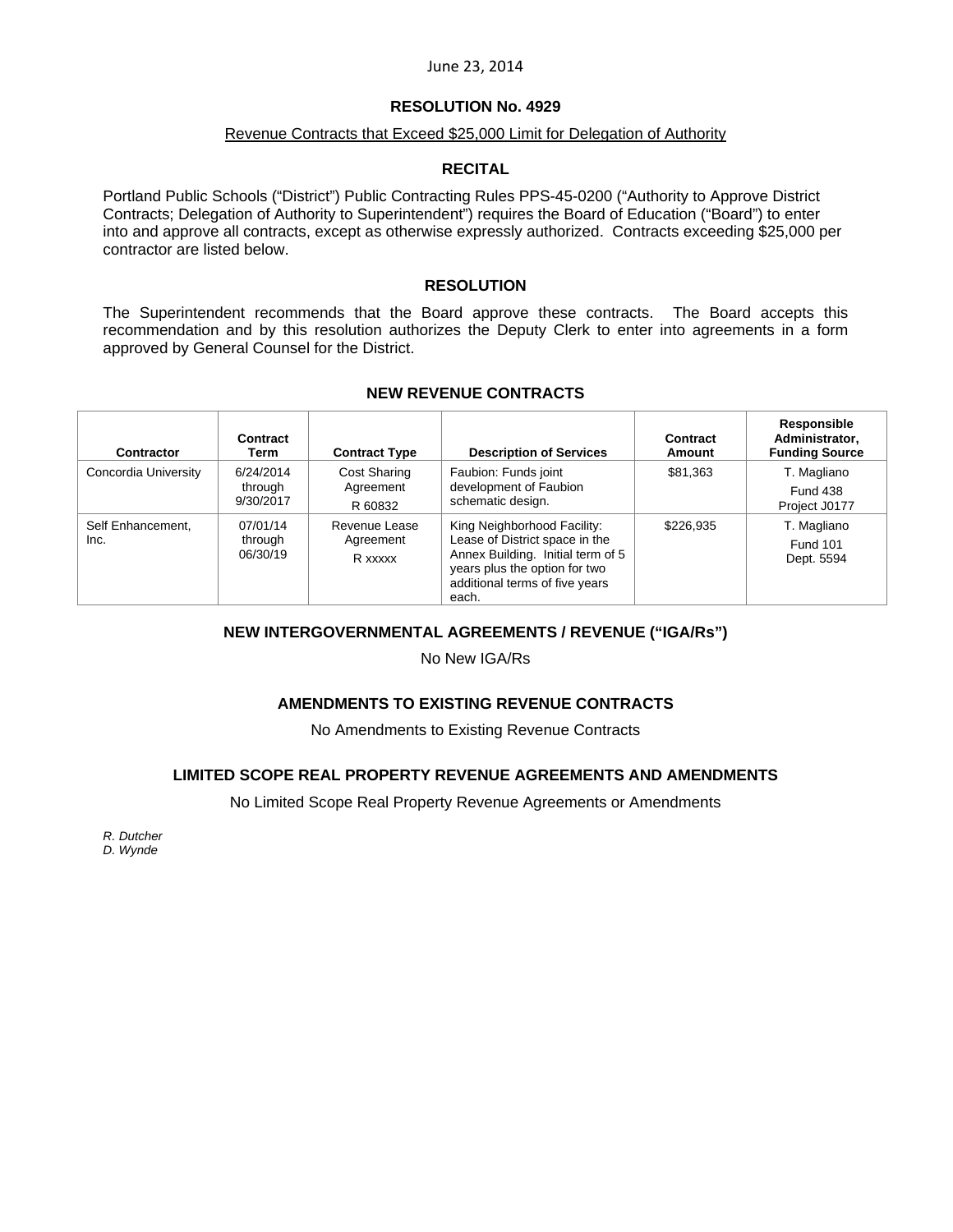June 23, 2014

## RESOLUTION No. 4929

Revenue Contracts that Exceed $25,000 Limit for Delegation of Authority

### RECITAL

Portland Public Schools ("District") Public Contracting Rules PPS-45-0200 ("Authority to Approve District Contracts; Delegation of Authority to Superintendent") requires the Board of Education ("Board") to enter into and approve all contracts, except as otherwise expressly authorized. Contracts exceeding $25,000 per contractor are listed below.

### RESOLUTION

The Superintendent recommends that the Board approve these contracts. The Board accepts this recommendation and by this resolution authorizes the Deputy Clerk to enter into agreements in a form approved by General Counsel for the District.

### NEW REVENUE CONTRACTS

| Contractor | Contract Term | Contract Type | Description of Services | Contract Amount | Responsible Administrator, Funding Source |
|---|---|---|---|---|---|
| Concordia University | 6/24/2014 through 9/30/2017 | Cost Sharing Agreement R 60832 | Faubion: Funds joint development of Faubion schematic design. | $81,363 | T. Magliano Fund 438 Project J0177 |
| Self Enhancement, Inc. | 07/01/14 through 06/30/19 | Revenue Lease Agreement R xxxxx | King Neighborhood Facility: Lease of District space in the Annex Building. Initial term of 5 years plus the option for two additional terms of five years each. | $226,935 | T. Magliano Fund 101 Dept. 5594 |

### NEW INTERGOVERNMENTAL AGREEMENTS / REVENUE ("IGA/Rs")

No New IGA/Rs

### AMENDMENTS TO EXISTING REVENUE CONTRACTS

No Amendments to Existing Revenue Contracts

### LIMITED SCOPE REAL PROPERTY REVENUE AGREEMENTS AND AMENDMENTS

No Limited Scope Real Property Revenue Agreements or Amendments

*R. Dutcher*
*D. Wynde*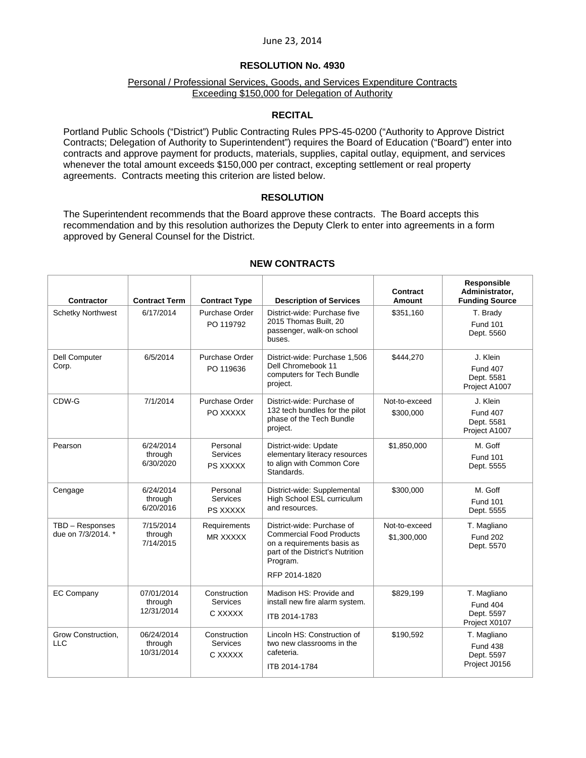June 23, 2014

## RESOLUTION No. 4930

Personal / Professional Services, Goods, and Services Expenditure Contracts Exceeding $150,000 for Delegation of Authority

### RECITAL

Portland Public Schools ("District") Public Contracting Rules PPS-45-0200 ("Authority to Approve District Contracts; Delegation of Authority to Superintendent") requires the Board of Education ("Board") enter into contracts and approve payment for products, materials, supplies, capital outlay, equipment, and services whenever the total amount exceeds $150,000 per contract, excepting settlement or real property agreements. Contracts meeting this criterion are listed below.

### RESOLUTION

The Superintendent recommends that the Board approve these contracts. The Board accepts this recommendation and by this resolution authorizes the Deputy Clerk to enter into agreements in a form approved by General Counsel for the District.

### NEW CONTRACTS

| Contractor | Contract Term | Contract Type | Description of Services | Contract Amount | Responsible Administrator, Funding Source |
|---|---|---|---|---|---|
| Schetky Northwest | 6/17/2014 | Purchase Order PO 119792 | District-wide: Purchase five 2015 Thomas Built, 20 passenger, walk-on school buses. | $351,160 | T. Brady Fund 101 Dept. 5560 |
| Dell Computer Corp. | 6/5/2014 | Purchase Order PO 119636 | District-wide: Purchase 1,506 Dell Chromebook 11 computers for Tech Bundle project. | $444,270 | J. Klein Fund 407 Dept. 5581 Project A1007 |
| CDW-G | 7/1/2014 | Purchase Order PO XXXXX | District-wide: Purchase of 132 tech bundles for the pilot phase of the Tech Bundle project. | Not-to-exceed $300,000 | J. Klein Fund 407 Dept. 5581 Project A1007 |
| Pearson | 6/24/2014 through 6/30/2020 | Personal Services PS XXXXX | District-wide: Update elementary literacy resources to align with Common Core Standards. | $1,850,000 | M. Goff Fund 101 Dept. 5555 |
| Cengage | 6/24/2014 through 6/20/2016 | Personal Services PS XXXXX | District-wide: Supplemental High School ESL curriculum and resources. | $300,000 | M. Goff Fund 101 Dept. 5555 |
| TBD – Responses due on 7/3/2014. * | 7/15/2014 through 7/14/2015 | Requirements MR XXXXX | District-wide: Purchase of Commercial Food Products on a requirements basis as part of the District's Nutrition Program. RFP 2014-1820 | Not-to-exceed $1,300,000 | T. Magliano Fund 202 Dept. 5570 |
| EC Company | 07/01/2014 through 12/31/2014 | Construction Services C XXXXX | Madison HS: Provide and install new fire alarm system. ITB 2014-1783 | $829,199 | T. Magliano Fund 404 Dept. 5597 Project X0107 |
| Grow Construction, LLC | 06/24/2014 through 10/31/2014 | Construction Services C XXXXX | Lincoln HS: Construction of two new classrooms in the cafeteria. ITB 2014-1784 | $190,592 | T. Magliano Fund 438 Dept. 5597 Project J0156 |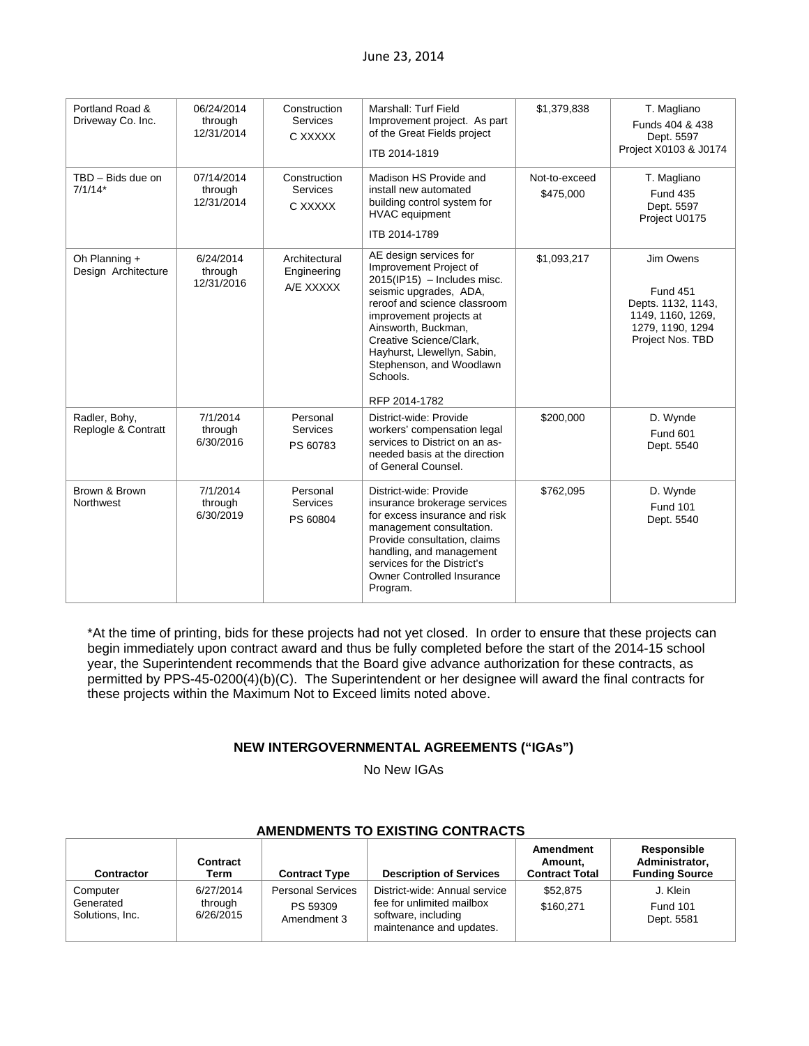| | | | | | |
|---|---|---|---|---|---|
| Portland Road & Driveway Co. Inc. | 06/24/2014 through 12/31/2014 | Construction Services C XXXXX | Marshall: Turf Field Improvement project. As part of the Great Fields project ITB 2014-1819 | $1,379,838 | T. Magliano Funds 404 & 438 Dept. 5597 Project X0103 & J0174 |
| TBD – Bids due on 7/1/14* | 07/14/2014 through 12/31/2014 | Construction Services C XXXXX | Madison HS Provide and install new automated building control system for HVAC equipment ITB 2014-1789 | Not-to-exceed $475,000 | T. Magliano Fund 435 Dept. 5597 Project U0175 |
| Oh Planning + Design Architecture | 6/24/2014 through 12/31/2016 | Architectural Engineering A/E XXXXX | AE design services for Improvement Project of 2015(IP15) – Includes misc. seismic upgrades, ADA, reroof and science classroom improvement projects at Ainsworth, Buckman, Creative Science/Clark, Hayhurst, Llewellyn, Sabin, Stephenson, and Woodlawn Schools. RFP 2014-1782 | $1,093,217 | Jim Owens Fund 451 Depts. 1132, 1143, 1149, 1160, 1269, 1279, 1190, 1294 Project Nos. TBD |
| Radler, Bohy, Replogle & Contratt | 7/1/2014 through 6/30/2016 | Personal Services PS 60783 | District-wide: Provide workers' compensation legal services to District on an as-needed basis at the direction of General Counsel. | $200,000 | D. Wynde Fund 601 Dept. 5540 |
| Brown & Brown Northwest | 7/1/2014 through 6/30/2019 | Personal Services PS 60804 | District-wide: Provide insurance brokerage services for excess insurance and risk management consultation. Provide consultation, claims handling, and management services for the District's Owner Controlled Insurance Program. | $762,095 | D. Wynde Fund 101 Dept. 5540 |

*At the time of printing, bids for these projects had not yet closed. In order to ensure that these projects can begin immediately upon contract award and thus be fully completed before the start of the 2014-15 school year, the Superintendent recommends that the Board give advance authorization for these contracts, as permitted by PPS-45-0200(4)(b)(C). The Superintendent or her designee will award the final contracts for these projects within the Maximum Not to Exceed limits noted above.

### NEW INTERGOVERNMENTAL AGREEMENTS ("IGAs")

No New IGAs

### AMENDMENTS TO EXISTING CONTRACTS

| Contractor | Contract Term | Contract Type | Description of Services | Amendment Amount, Contract Total | Responsible Administrator, Funding Source |
|---|---|---|---|---|---|
| Computer Generated Solutions, Inc. | 6/27/2014 through 6/26/2015 | Personal Services PS 59309 Amendment 3 | District-wide: Annual service fee for unlimited mailbox software, including maintenance and updates. | $52,875 $160,271 | J. Klein Fund 101 Dept. 5581 |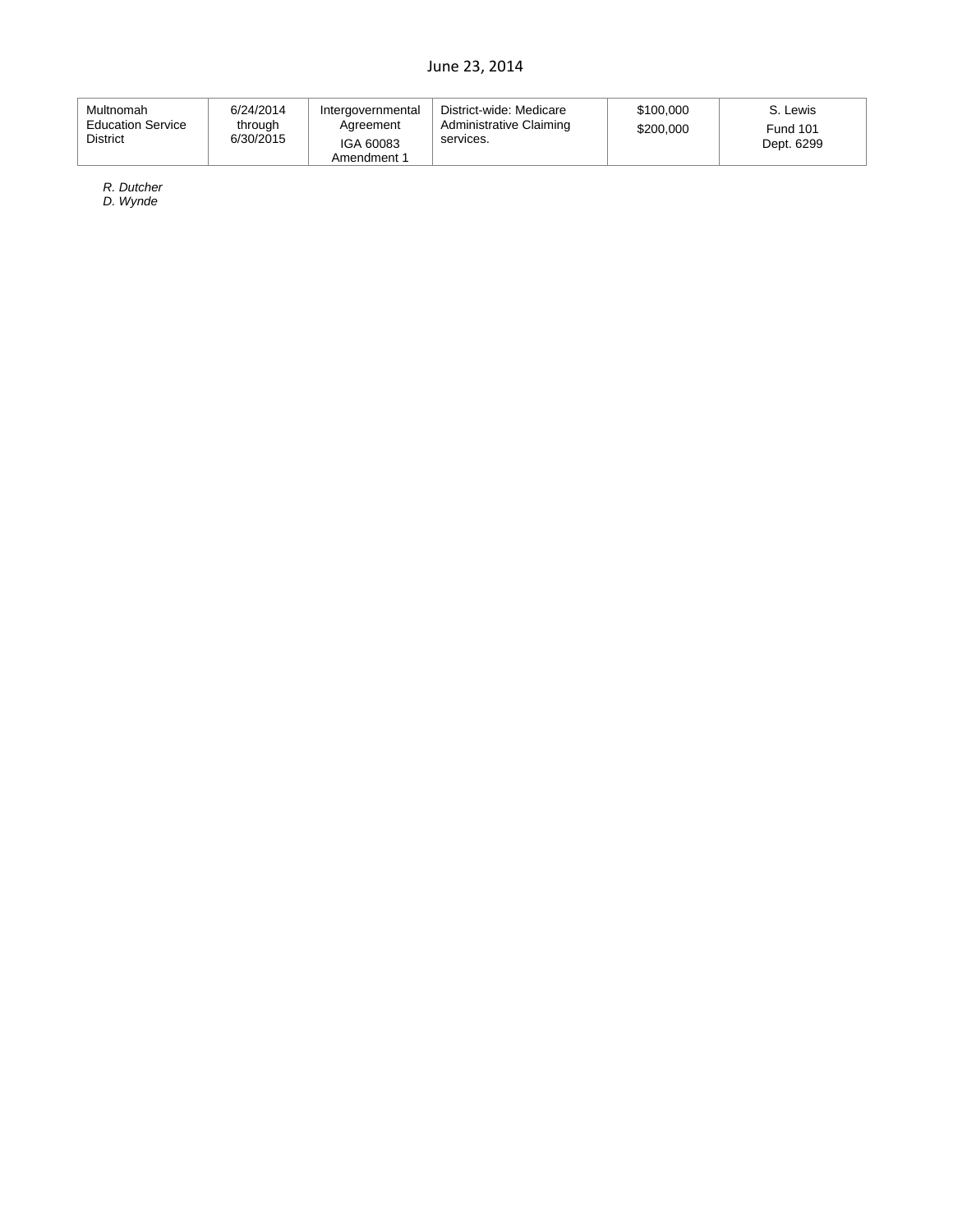June 23, 2014

| | | | | | |
|---|---|---|---|---|---|
| Multnomah Education Service District | 6/24/2014 through 6/30/2015 | Intergovernmental Agreement IGA 60083 Amendment 1 | District-wide: Medicare Administrative Claiming services. | \$100,000 \$200,000 | S. Lewis Fund 101 Dept. 6299 |

*R. Dutcher*
*D. Wynde*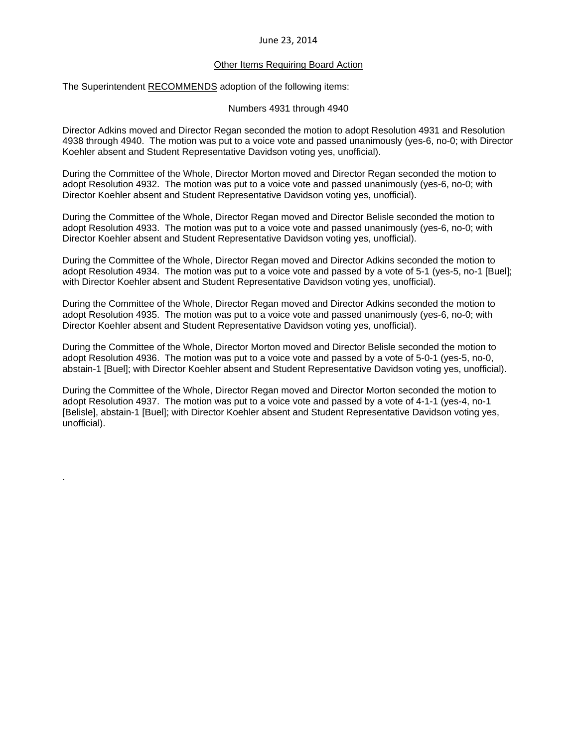June 23, 2014

<u>Other Items Requiring Board Action</u>

The Superintendent <u>RECOMMENDS</u> adoption of the following items:

Numbers 4931 through 4940

Director Adkins moved and Director Regan seconded the motion to adopt Resolution 4931 and Resolution 4938 through 4940. The motion was put to a voice vote and passed unanimously (yes-6, no-0; with Director Koehler absent and Student Representative Davidson voting yes, unofficial).

During the Committee of the Whole, Director Morton moved and Director Regan seconded the motion to adopt Resolution 4932. The motion was put to a voice vote and passed unanimously (yes-6, no-0; with Director Koehler absent and Student Representative Davidson voting yes, unofficial).

During the Committee of the Whole, Director Regan moved and Director Belisle seconded the motion to adopt Resolution 4933. The motion was put to a voice vote and passed unanimously (yes-6, no-0; with Director Koehler absent and Student Representative Davidson voting yes, unofficial).

During the Committee of the Whole, Director Regan moved and Director Adkins seconded the motion to adopt Resolution 4934. The motion was put to a voice vote and passed by a vote of 5-1 (yes-5, no-1 [Buel]; with Director Koehler absent and Student Representative Davidson voting yes, unofficial).

During the Committee of the Whole, Director Regan moved and Director Adkins seconded the motion to adopt Resolution 4935. The motion was put to a voice vote and passed unanimously (yes-6, no-0; with Director Koehler absent and Student Representative Davidson voting yes, unofficial).

During the Committee of the Whole, Director Morton moved and Director Belisle seconded the motion to adopt Resolution 4936. The motion was put to a voice vote and passed by a vote of 5-0-1 (yes-5, no-0, abstain-1 [Buel]; with Director Koehler absent and Student Representative Davidson voting yes, unofficial).

During the Committee of the Whole, Director Regan moved and Director Morton seconded the motion to adopt Resolution 4937. The motion was put to a voice vote and passed by a vote of 4-1-1 (yes-4, no-1 [Belisle], abstain-1 [Buel]; with Director Koehler absent and Student Representative Davidson voting yes, unofficial).

.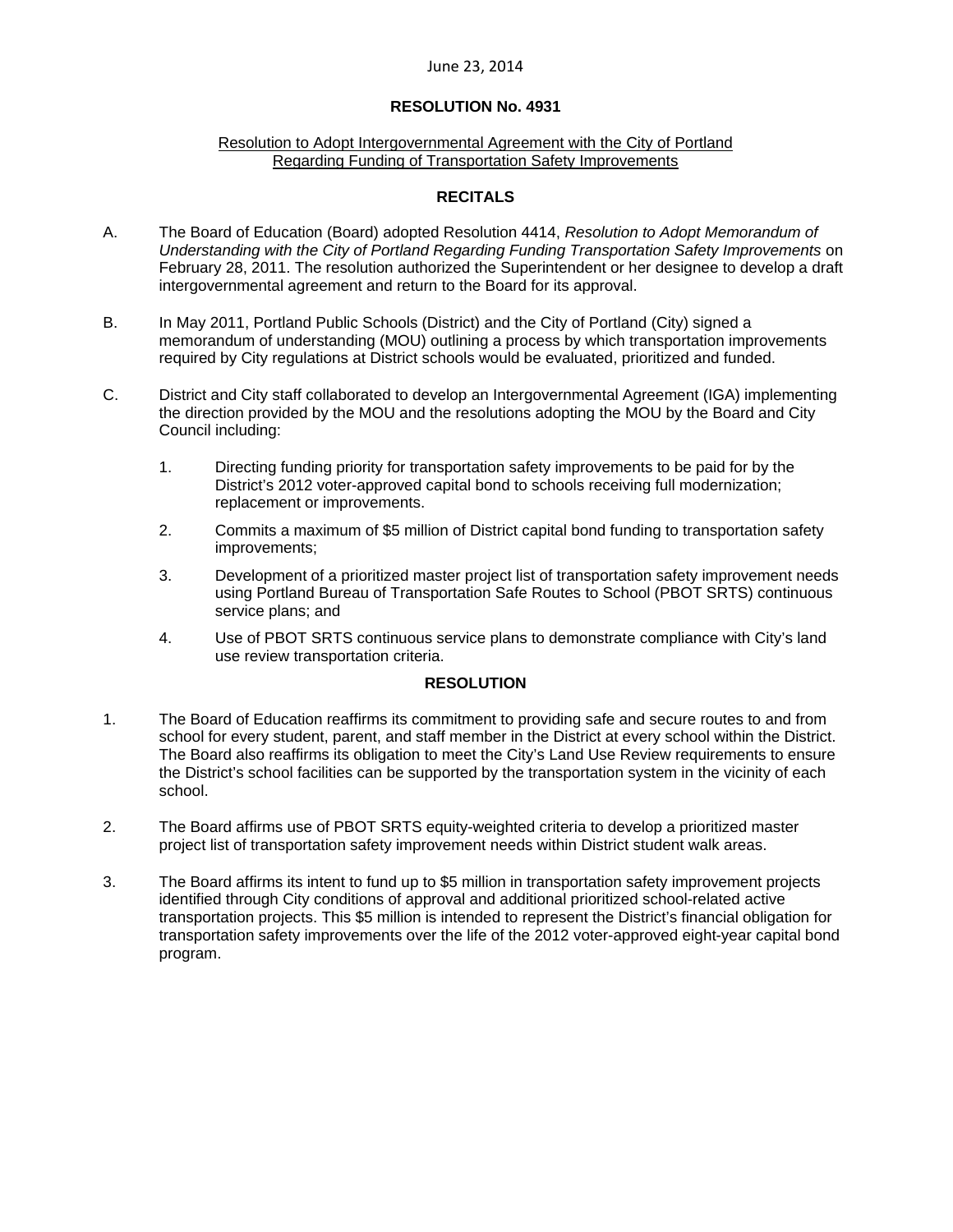June 23, 2014

**RESOLUTION No. 4931**

Resolution to Adopt Intergovernmental Agreement with the City of Portland Regarding Funding of Transportation Safety Improvements

**RECITALS**

A. The Board of Education (Board) adopted Resolution 4414, *Resolution to Adopt Memorandum of Understanding with the City of Portland Regarding Funding Transportation Safety Improvements* on February 28, 2011. The resolution authorized the Superintendent or her designee to develop a draft intergovernmental agreement and return to the Board for its approval.

B. In May 2011, Portland Public Schools (District) and the City of Portland (City) signed a memorandum of understanding (MOU) outlining a process by which transportation improvements required by City regulations at District schools would be evaluated, prioritized and funded.

C. District and City staff collaborated to develop an Intergovernmental Agreement (IGA) implementing the direction provided by the MOU and the resolutions adopting the MOU by the Board and City Council including:

1. Directing funding priority for transportation safety improvements to be paid for by the District's 2012 voter-approved capital bond to schools receiving full modernization; replacement or improvements.
2. Commits a maximum of $5 million of District capital bond funding to transportation safety improvements;
3. Development of a prioritized master project list of transportation safety improvement needs using Portland Bureau of Transportation Safe Routes to School (PBOT SRTS) continuous service plans; and
4. Use of PBOT SRTS continuous service plans to demonstrate compliance with City's land use review transportation criteria.

**RESOLUTION**

1. The Board of Education reaffirms its commitment to providing safe and secure routes to and from school for every student, parent, and staff member in the District at every school within the District. The Board also reaffirms its obligation to meet the City's Land Use Review requirements to ensure the District's school facilities can be supported by the transportation system in the vicinity of each school.
2. The Board affirms use of PBOT SRTS equity-weighted criteria to develop a prioritized master project list of transportation safety improvement needs within District student walk areas.
3. The Board affirms its intent to fund up to $5 million in transportation safety improvement projects identified through City conditions of approval and additional prioritized school-related active transportation projects. This $5 million is intended to represent the District's financial obligation for transportation safety improvements over the life of the 2012 voter-approved eight-year capital bond program.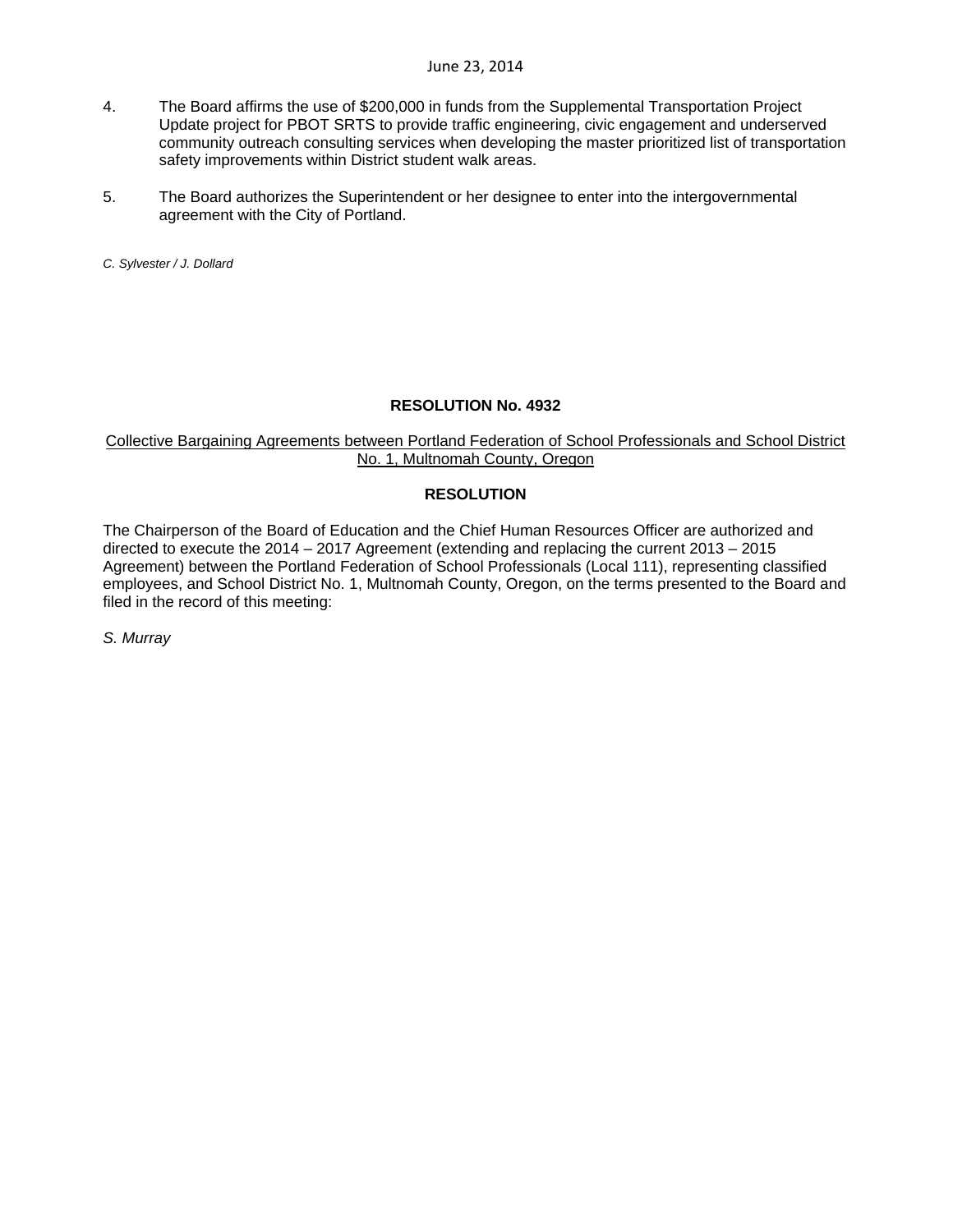4. The Board affirms the use of $200,000 in funds from the Supplemental Transportation Project Update project for PBOT SRTS to provide traffic engineering, civic engagement and underserved community outreach consulting services when developing the master prioritized list of transportation safety improvements within District student walk areas.

5. The Board authorizes the Superintendent or her designee to enter into the intergovernmental agreement with the City of Portland.

*C. Sylvester / J. Dollard*

**RESOLUTION No. 4932**

Collective Bargaining Agreements between Portland Federation of School Professionals and School District No. 1, Multnomah County, Oregon

**RESOLUTION**

The Chairperson of the Board of Education and the Chief Human Resources Officer are authorized and directed to execute the 2014 – 2017 Agreement (extending and replacing the current 2013 – 2015 Agreement) between the Portland Federation of School Professionals (Local 111), representing classified employees, and School District No. 1, Multnomah County, Oregon, on the terms presented to the Board and filed in the record of this meeting:

*S. Murray*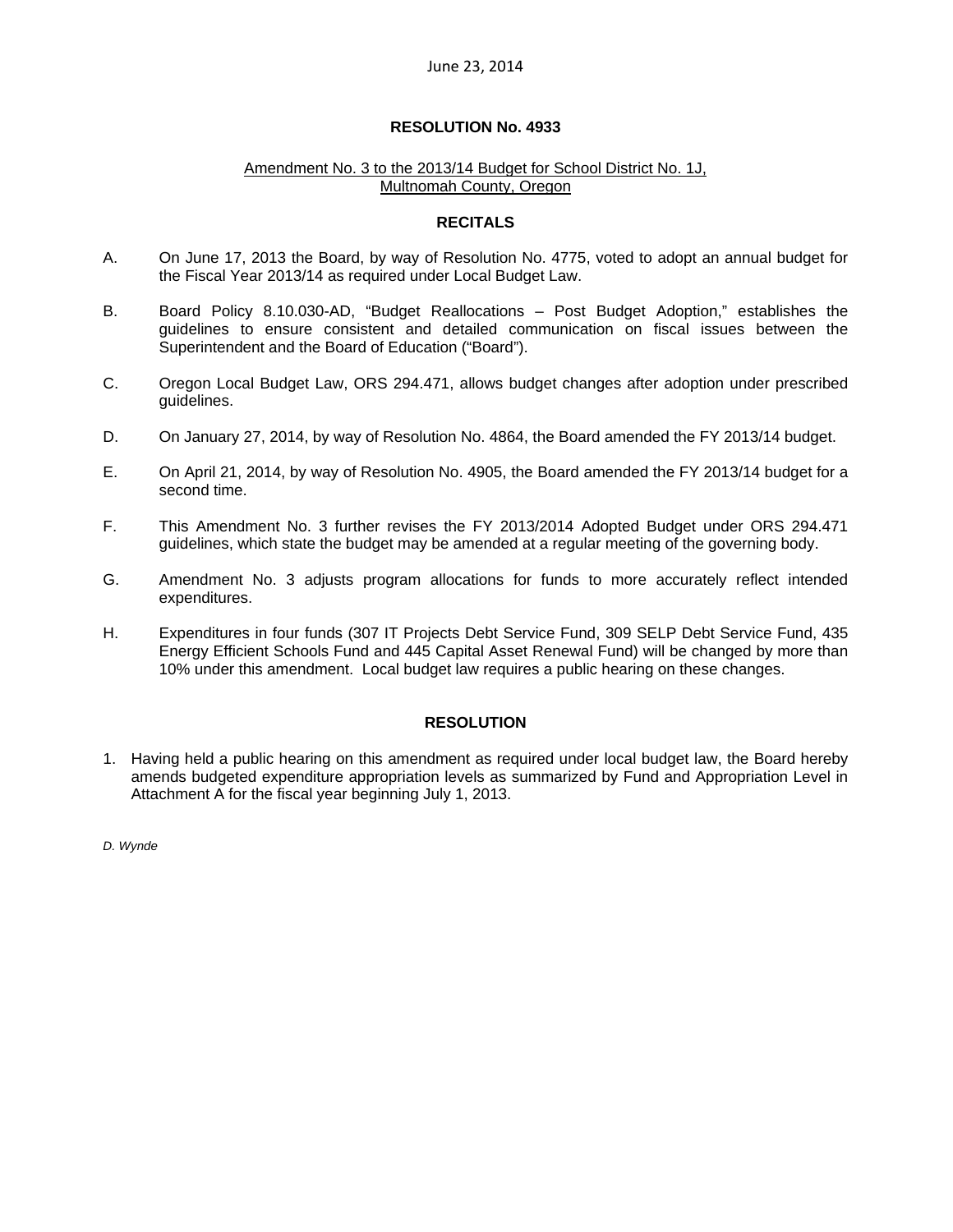June 23, 2014

**RESOLUTION No. 4933**

Amendment No. 3 to the 2013/14 Budget for School District No. 1J, Multnomah County, Oregon

**RECITALS**

A. On June 17, 2013 the Board, by way of Resolution No. 4775, voted to adopt an annual budget for the Fiscal Year 2013/14 as required under Local Budget Law.

B. Board Policy 8.10.030-AD, "Budget Reallocations – Post Budget Adoption," establishes the guidelines to ensure consistent and detailed communication on fiscal issues between the Superintendent and the Board of Education ("Board").

C. Oregon Local Budget Law, ORS 294.471, allows budget changes after adoption under prescribed guidelines.

D. On January 27, 2014, by way of Resolution No. 4864, the Board amended the FY 2013/14 budget.

E. On April 21, 2014, by way of Resolution No. 4905, the Board amended the FY 2013/14 budget for a second time.

F. This Amendment No. 3 further revises the FY 2013/2014 Adopted Budget under ORS 294.471 guidelines, which state the budget may be amended at a regular meeting of the governing body.

G. Amendment No. 3 adjusts program allocations for funds to more accurately reflect intended expenditures.

H. Expenditures in four funds (307 IT Projects Debt Service Fund, 309 SELP Debt Service Fund, 435 Energy Efficient Schools Fund and 445 Capital Asset Renewal Fund) will be changed by more than 10% under this amendment. Local budget law requires a public hearing on these changes.

**RESOLUTION**

1. Having held a public hearing on this amendment as required under local budget law, the Board hereby amends budgeted expenditure appropriation levels as summarized by Fund and Appropriation Level in Attachment A for the fiscal year beginning July 1, 2013.

*D. Wynde*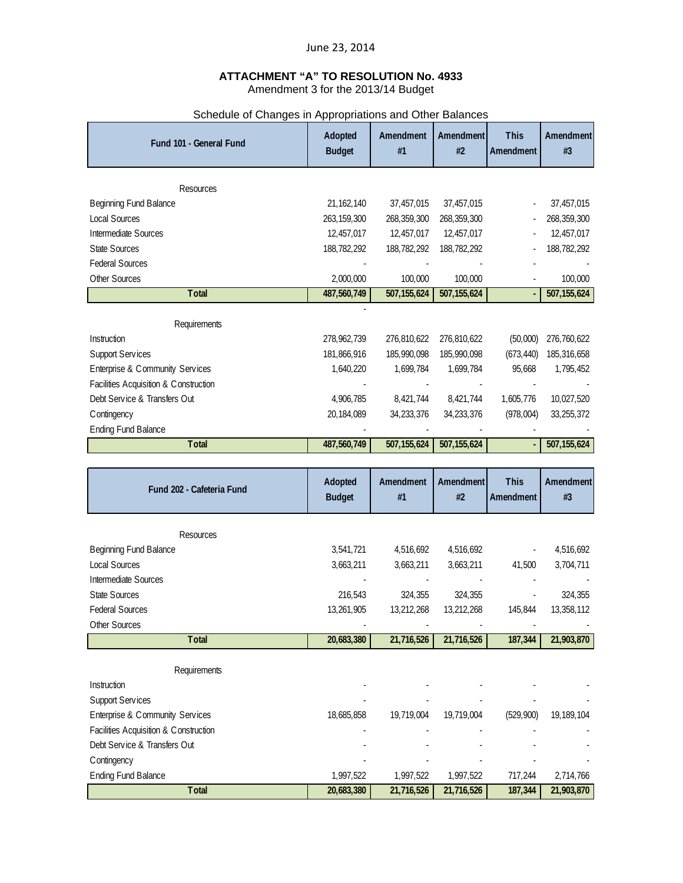June 23, 2014

**ATTACHMENT "A" TO RESOLUTION No. 4933**

Amendment 3 for the 2013/14 Budget

Schedule of Changes in Appropriations and Other Balances

| Fund 101 - General Fund | Adopted Budget | Amendment #1 | Amendment #2 | This Amendment | Amendment #3 |
|---|---|---|---|---|---|
| Resources | | | | | |
| Beginning Fund Balance | 21,162,140 | 37,457,015 | 37,457,015 | - | 37,457,015 |
| Local Sources | 263,159,300 | 268,359,300 | 268,359,300 | - | 268,359,300 |
| Intermediate Sources | 12,457,017 | 12,457,017 | 12,457,017 | - | 12,457,017 |
| State Sources | 188,782,292 | 188,782,292 | 188,782,292 | - | 188,782,292 |
| Federal Sources | - | - | - | - | - |
| Other Sources | 2,000,000 | 100,000 | 100,000 | - | 100,000 |
| **Total** | **487,560,749** | **507,155,624** | **507,155,624** | **-** | **507,155,624** |
| | - | | | | |
| Requirements | | | | | |
| Instruction | 278,962,739 | 276,810,622 | 276,810,622 | (50,000) | 276,760,622 |
| Support Services | 181,866,916 | 185,990,098 | 185,990,098 | (673,440) | 185,316,658 |
| Enterprise & Community Services | 1,640,220 | 1,699,784 | 1,699,784 | 95,668 | 1,795,452 |
| Facilities Acquisition & Construction | - | - | - | - | - |
| Debt Service & Transfers Out | 4,906,785 | 8,421,744 | 8,421,744 | 1,605,776 | 10,027,520 |
| Contingency | 20,184,089 | 34,233,376 | 34,233,376 | (978,004) | 33,255,372 |
| Ending Fund Balance | - | - | - | - | - |
| **Total** | **487,560,749** | **507,155,624** | **507,155,624** | **-** | **507,155,624** |

| Fund 202 - Cafeteria Fund | Adopted Budget | Amendment #1 | Amendment #2 | This Amendment | Amendment #3 |
|---|---|---|---|---|---|
| Resources | | | | | |
| Beginning Fund Balance | 3,541,721 | 4,516,692 | 4,516,692 | - | 4,516,692 |
| Local Sources | 3,663,211 | 3,663,211 | 3,663,211 | 41,500 | 3,704,711 |
| Intermediate Sources | - | - | - | - | - |
| State Sources | 216,543 | 324,355 | 324,355 | - | 324,355 |
| Federal Sources | 13,261,905 | 13,212,268 | 13,212,268 | 145,844 | 13,358,112 |
| Other Sources | - | - | - | - | - |
| **Total** | **20,683,380** | **21,716,526** | **21,716,526** | **187,344** | **21,903,870** |
| Requirements | | | | | |
| Instruction | - | - | - | - | - |
| Support Services | - | - | - | - | - |
| Enterprise & Community Services | 18,685,858 | 19,719,004 | 19,719,004 | (529,900) | 19,189,104 |
| Facilities Acquisition & Construction | - | - | - | - | - |
| Debt Service & Transfers Out | - | - | - | - | - |
| Contingency | - | - | - | - | - |
| Ending Fund Balance | 1,997,522 | 1,997,522 | 1,997,522 | 717,244 | 2,714,766 |
| **Total** | **20,683,380** | **21,716,526** | **21,716,526** | **187,344** | **21,903,870** |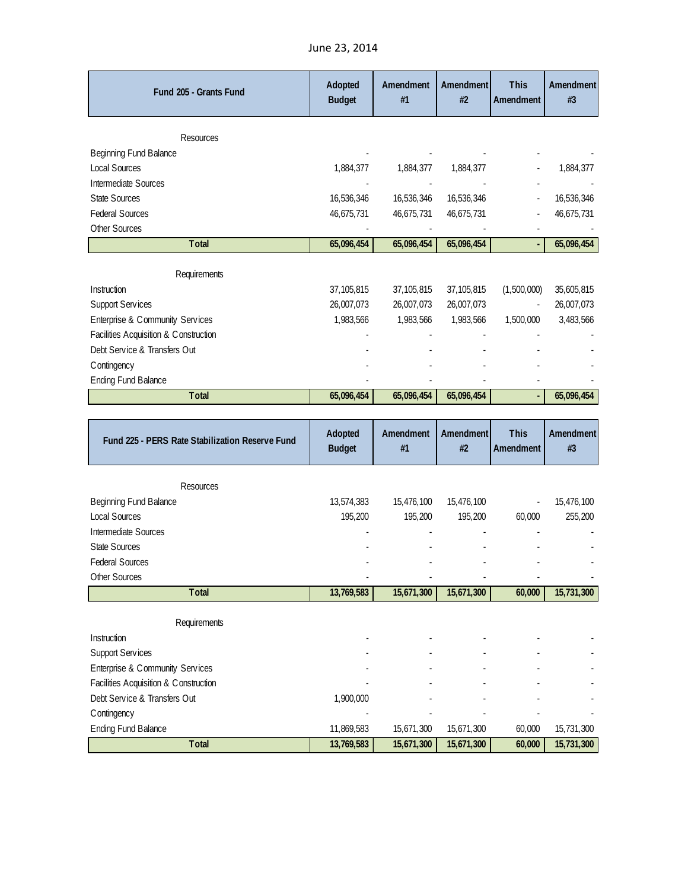June 23, 2014

| Fund 205 - Grants Fund | Adopted Budget | Amendment #1 | Amendment #2 | This Amendment | Amendment #3 |
|---|---|---|---|---|---|
| Resources | | | | | |
| Beginning Fund Balance | - | - | - | - | - |
| Local Sources | 1,884,377 | 1,884,377 | 1,884,377 | - | 1,884,377 |
| Intermediate Sources | - | - | - | - | - |
| State Sources | 16,536,346 | 16,536,346 | 16,536,346 | - | 16,536,346 |
| Federal Sources | 46,675,731 | 46,675,731 | 46,675,731 | - | 46,675,731 |
| Other Sources | - | - | - | - | - |
| **Total** | **65,096,454** | **65,096,454** | **65,096,454** | **-** | **65,096,454** |
| Requirements | | | | | |
| Instruction | 37,105,815 | 37,105,815 | 37,105,815 | (1,500,000) | 35,605,815 |
| Support Services | 26,007,073 | 26,007,073 | 26,007,073 | - | 26,007,073 |
| Enterprise & Community Services | 1,983,566 | 1,983,566 | 1,983,566 | 1,500,000 | 3,483,566 |
| Facilities Acquisition & Construction | - | - | - | - | - |
| Debt Service & Transfers Out | - | - | - | - | - |
| Contingency | - | - | - | - | - |
| Ending Fund Balance | - | - | - | - | - |
| **Total** | **65,096,454** | **65,096,454** | **65,096,454** | **-** | **65,096,454** |

| Fund 225 - PERS Rate Stabilization Reserve Fund | Adopted Budget | Amendment #1 | Amendment #2 | This Amendment | Amendment #3 |
|---|---|---|---|---|---|
| Resources | | | | | |
| Beginning Fund Balance | 13,574,383 | 15,476,100 | 15,476,100 | - | 15,476,100 |
| Local Sources | 195,200 | 195,200 | 195,200 | 60,000 | 255,200 |
| Intermediate Sources | - | - | - | - | - |
| State Sources | - | - | - | - | - |
| Federal Sources | - | - | - | - | - |
| Other Sources | - | - | - | - | - |
| **Total** | **13,769,583** | **15,671,300** | **15,671,300** | **60,000** | **15,731,300** |
| Requirements | | | | | |
| Instruction | - | - | - | - | - |
| Support Services | - | - | - | - | - |
| Enterprise & Community Services | - | - | - | - | - |
| Facilities Acquisition & Construction | - | - | - | - | - |
| Debt Service & Transfers Out | 1,900,000 | - | - | - | - |
| Contingency | - | - | - | - | - |
| Ending Fund Balance | 11,869,583 | 15,671,300 | 15,671,300 | 60,000 | 15,731,300 |
| **Total** | **13,769,583** | **15,671,300** | **15,671,300** | **60,000** | **15,731,300** |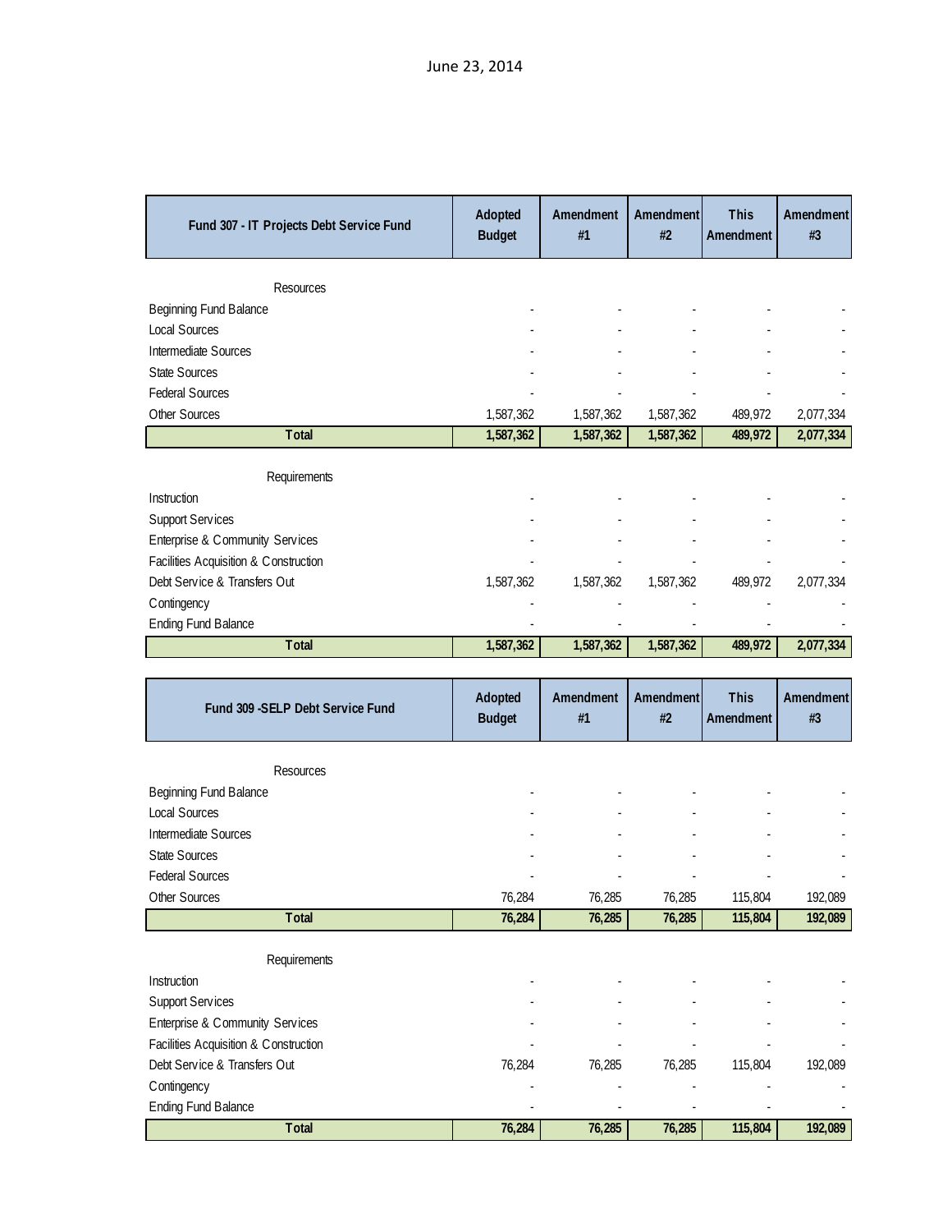June 23, 2014

| Fund 307 - IT Projects Debt Service Fund | Adopted Budget | Amendment #1 | Amendment #2 | This Amendment | Amendment #3 |
|---|---|---|---|---|---|
| Resources | | | | | |
| Beginning Fund Balance | - | - | - | - | - |
| Local Sources | - | - | - | - | - |
| Intermediate Sources | - | - | - | - | - |
| State Sources | - | - | - | - | - |
| Federal Sources | - | - | - | - | - |
| Other Sources | 1,587,362 | 1,587,362 | 1,587,362 | 489,972 | 2,077,334 |
| **Total** | **1,587,362** | **1,587,362** | **1,587,362** | **489,972** | **2,077,334** |
| Requirements | | | | | |
| Instruction | - | - | - | - | - |
| Support Services | - | - | - | - | - |
| Enterprise & Community Services | - | - | - | - | - |
| Facilities Acquisition & Construction | - | - | - | - | - |
| Debt Service & Transfers Out | 1,587,362 | 1,587,362 | 1,587,362 | 489,972 | 2,077,334 |
| Contingency | - | - | - | - | - |
| Ending Fund Balance | - | - | - | - | - |
| **Total** | **1,587,362** | **1,587,362** | **1,587,362** | **489,972** | **2,077,334** |

| Fund 309 -SELP Debt Service Fund | Adopted Budget | Amendment #1 | Amendment #2 | This Amendment | Amendment #3 |
|---|---|---|---|---|---|
| Resources | | | | | |
| Beginning Fund Balance | - | - | - | - | - |
| Local Sources | - | - | - | - | - |
| Intermediate Sources | - | - | - | - | - |
| State Sources | - | - | - | - | - |
| Federal Sources | - | - | - | - | - |
| Other Sources | 76,284 | 76,285 | 76,285 | 115,804 | 192,089 |
| **Total** | **76,284** | **76,285** | **76,285** | **115,804** | **192,089** |
| Requirements | | | | | |
| Instruction | - | - | - | - | - |
| Support Services | - | - | - | - | - |
| Enterprise & Community Services | - | - | - | - | - |
| Facilities Acquisition & Construction | - | - | - | - | - |
| Debt Service & Transfers Out | 76,284 | 76,285 | 76,285 | 115,804 | 192,089 |
| Contingency | - | - | - | - | - |
| Ending Fund Balance | - | - | - | - | - |
| **Total** | **76,284** | **76,285** | **76,285** | **115,804** | **192,089** |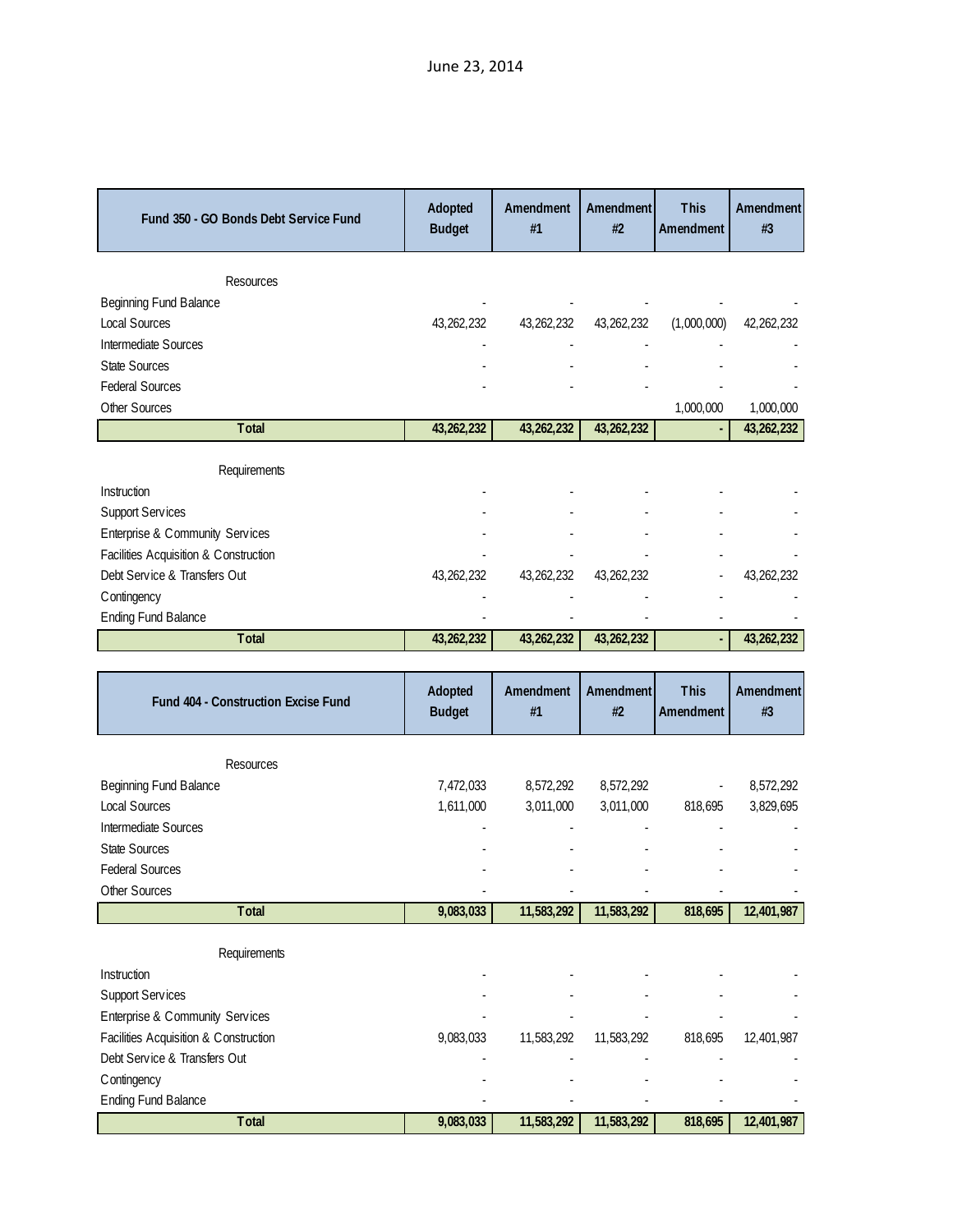June 23, 2014

| Fund 350 - GO Bonds Debt Service Fund | Adopted Budget | Amendment #1 | Amendment #2 | This Amendment | Amendment #3 |
|---|---|---|---|---|---|
| Resources | | | | | |
| Beginning Fund Balance | - | - | - | - | - |
| Local Sources | 43,262,232 | 43,262,232 | 43,262,232 | (1,000,000) | 42,262,232 |
| Intermediate Sources | - | - | - | - | - |
| State Sources | - | - | - | - | - |
| Federal Sources | - | - | - | - | - |
| Other Sources | | | | 1,000,000 | 1,000,000 |
| **Total** | **43,262,232** | **43,262,232** | **43,262,232** | **-** | **43,262,232** |
| Requirements | | | | | |
| Instruction | - | - | - | - | - |
| Support Services | - | - | - | - | - |
| Enterprise & Community Services | - | - | - | - | - |
| Facilities Acquisition & Construction | - | - | - | - | - |
| Debt Service & Transfers Out | 43,262,232 | 43,262,232 | 43,262,232 | - | 43,262,232 |
| Contingency | - | - | - | - | - |
| Ending Fund Balance | - | - | - | - | - |
| **Total** | **43,262,232** | **43,262,232** | **43,262,232** | **-** | **43,262,232** |

| Fund 404 - Construction Excise Fund | Adopted Budget | Amendment #1 | Amendment #2 | This Amendment | Amendment #3 |
|---|---|---|---|---|---|
| Resources | | | | | |
| Beginning Fund Balance | 7,472,033 | 8,572,292 | 8,572,292 | - | 8,572,292 |
| Local Sources | 1,611,000 | 3,011,000 | 3,011,000 | 818,695 | 3,829,695 |
| Intermediate Sources | - | - | - | - | - |
| State Sources | - | - | - | - | - |
| Federal Sources | - | - | - | - | - |
| Other Sources | - | - | - | - | - |
| **Total** | **9,083,033** | **11,583,292** | **11,583,292** | **818,695** | **12,401,987** |
| Requirements | | | | | |
| Instruction | - | - | - | - | - |
| Support Services | - | - | - | - | - |
| Enterprise & Community Services | - | - | - | - | - |
| Facilities Acquisition & Construction | 9,083,033 | 11,583,292 | 11,583,292 | 818,695 | 12,401,987 |
| Debt Service & Transfers Out | - | - | - | - | - |
| Contingency | - | - | - | - | - |
| Ending Fund Balance | - | - | - | - | - |
| **Total** | **9,083,033** | **11,583,292** | **11,583,292** | **818,695** | **12,401,987** |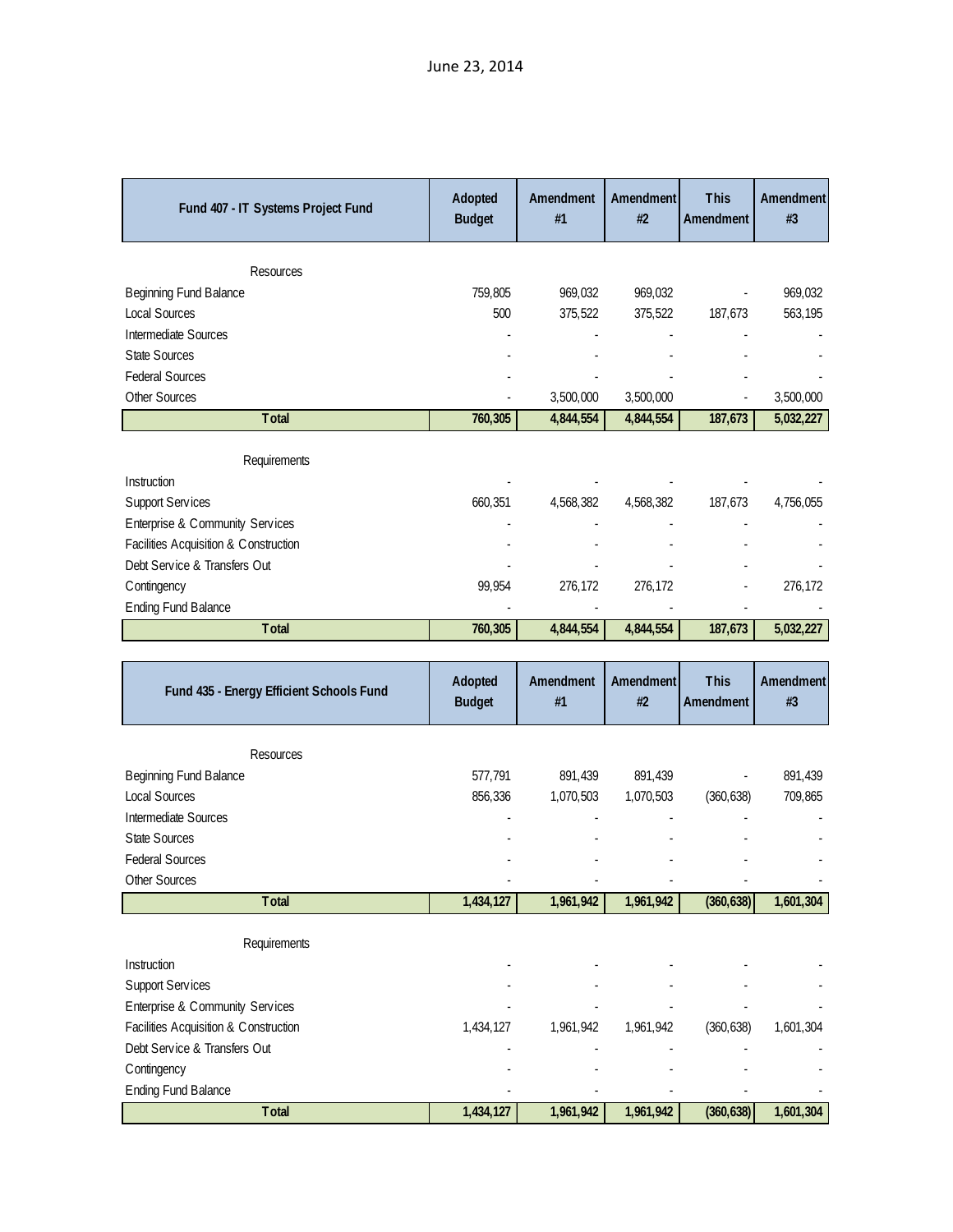June 23, 2014

| Fund 407 - IT Systems Project Fund | Adopted Budget | Amendment #1 | Amendment #2 | This Amendment | Amendment #3 |
|---|---|---|---|---|---|
| Resources | | | | | |
| Beginning Fund Balance | 759,805 | 969,032 | 969,032 | - | 969,032 |
| Local Sources | 500 | 375,522 | 375,522 | 187,673 | 563,195 |
| Intermediate Sources | - | - | - | - | - |
| State Sources | - | - | - | - | - |
| Federal Sources | - | - | - | - | - |
| Other Sources | - | 3,500,000 | 3,500,000 | - | 3,500,000 |
| **Total** | **760,305** | **4,844,554** | **4,844,554** | **187,673** | **5,032,227** |
| Requirements | | | | | |
| Instruction | - | - | - | - | - |
| Support Services | 660,351 | 4,568,382 | 4,568,382 | 187,673 | 4,756,055 |
| Enterprise & Community Services | - | - | - | - | - |
| Facilities Acquisition & Construction | - | - | - | - | - |
| Debt Service & Transfers Out | - | - | - | - | - |
| Contingency | 99,954 | 276,172 | 276,172 | - | 276,172 |
| Ending Fund Balance | - | - | - | - | - |
| **Total** | **760,305** | **4,844,554** | **4,844,554** | **187,673** | **5,032,227** |

| Fund 435 - Energy Efficient Schools Fund | Adopted Budget | Amendment #1 | Amendment #2 | This Amendment | Amendment #3 |
|---|---|---|---|---|---|
| Resources | | | | | |
| Beginning Fund Balance | 577,791 | 891,439 | 891,439 | - | 891,439 |
| Local Sources | 856,336 | 1,070,503 | 1,070,503 | (360,638) | 709,865 |
| Intermediate Sources | - | - | - | - | - |
| State Sources | - | - | - | - | - |
| Federal Sources | - | - | - | - | - |
| Other Sources | - | - | - | - | - |
| **Total** | **1,434,127** | **1,961,942** | **1,961,942** | **(360,638)** | **1,601,304** |
| Requirements | | | | | |
| Instruction | - | - | - | - | - |
| Support Services | - | - | - | - | - |
| Enterprise & Community Services | - | - | - | - | - |
| Facilities Acquisition & Construction | 1,434,127 | 1,961,942 | 1,961,942 | (360,638) | 1,601,304 |
| Debt Service & Transfers Out | - | - | - | - | - |
| Contingency | - | - | - | - | - |
| Ending Fund Balance | - | - | - | - | - |
| **Total** | **1,434,127** | **1,961,942** | **1,961,942** | **(360,638)** | **1,601,304** |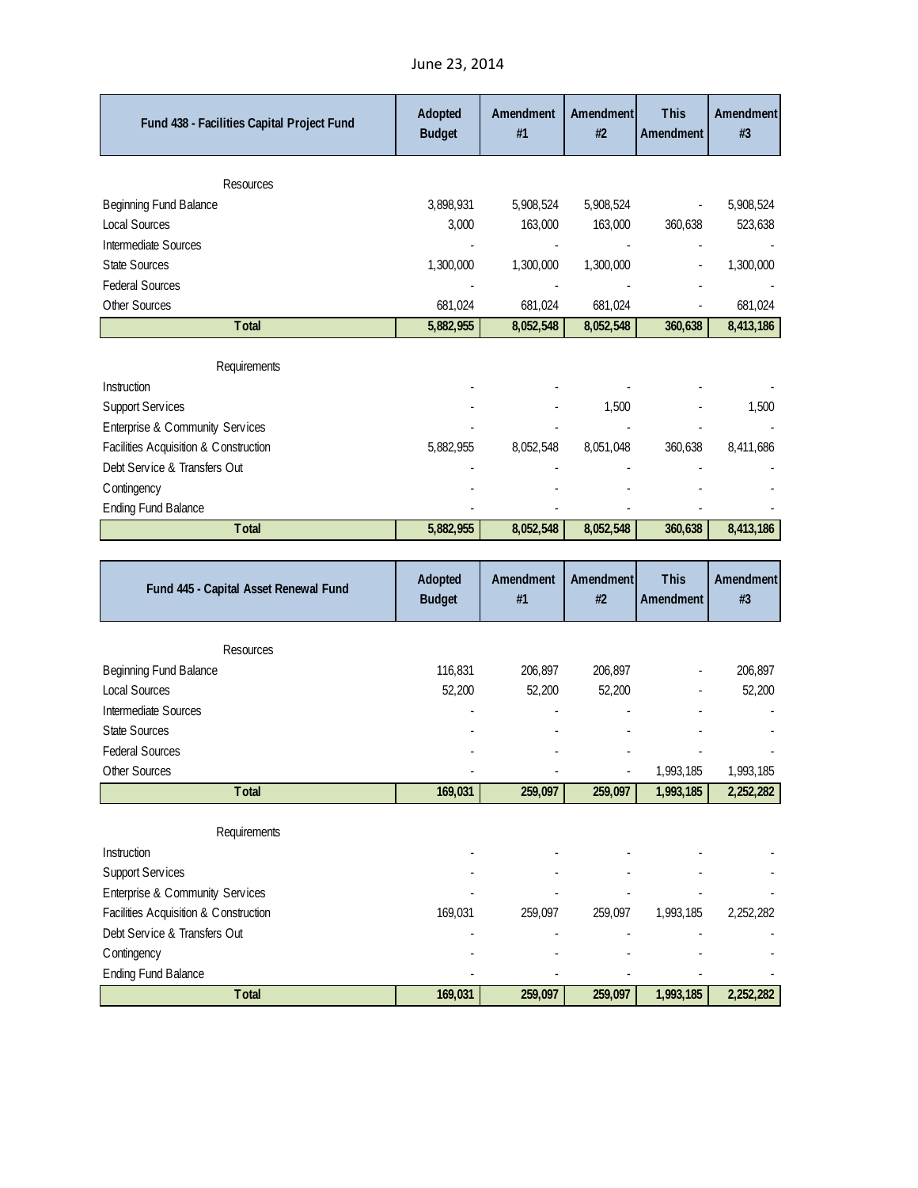June 23, 2014

| Fund 438 - Facilities Capital Project Fund | Adopted Budget | Amendment #1 | Amendment #2 | This Amendment | Amendment #3 |
|---|---|---|---|---|---|
| Resources | | | | | |
| Beginning Fund Balance | 3,898,931 | 5,908,524 | 5,908,524 | - | 5,908,524 |
| Local Sources | 3,000 | 163,000 | 163,000 | 360,638 | 523,638 |
| Intermediate Sources | - | - | - | - | - |
| State Sources | 1,300,000 | 1,300,000 | 1,300,000 | - | 1,300,000 |
| Federal Sources | - | - | - | - | - |
| Other Sources | 681,024 | 681,024 | 681,024 | - | 681,024 |
| **Total** | **5,882,955** | **8,052,548** | **8,052,548** | **360,638** | **8,413,186** |
| Requirements | | | | | |
| Instruction | - | - | - | - | - |
| Support Services | - | - | 1,500 | - | 1,500 |
| Enterprise & Community Services | - | - | - | - | - |
| Facilities Acquisition & Construction | 5,882,955 | 8,052,548 | 8,051,048 | 360,638 | 8,411,686 |
| Debt Service & Transfers Out | - | - | - | - | - |
| Contingency | - | - | - | - | - |
| Ending Fund Balance | - | - | - | - | - |
| **Total** | **5,882,955** | **8,052,548** | **8,052,548** | **360,638** | **8,413,186** |

| Fund 445 - Capital Asset Renewal Fund | Adopted Budget | Amendment #1 | Amendment #2 | This Amendment | Amendment #3 |
|---|---|---|---|---|---|
| Resources | | | | | |
| Beginning Fund Balance | 116,831 | 206,897 | 206,897 | - | 206,897 |
| Local Sources | 52,200 | 52,200 | 52,200 | - | 52,200 |
| Intermediate Sources | - | - | - | - | - |
| State Sources | - | - | - | - | - |
| Federal Sources | - | - | - | - | - |
| Other Sources | - | - | - | 1,993,185 | 1,993,185 |
| **Total** | **169,031** | **259,097** | **259,097** | **1,993,185** | **2,252,282** |
| Requirements | | | | | |
| Instruction | - | - | - | - | - |
| Support Services | - | - | - | - | - |
| Enterprise & Community Services | - | - | - | - | - |
| Facilities Acquisition & Construction | 169,031 | 259,097 | 259,097 | 1,993,185 | 2,252,282 |
| Debt Service & Transfers Out | - | - | - | - | - |
| Contingency | - | - | - | - | - |
| Ending Fund Balance | - | - | - | - | - |
| **Total** | **169,031** | **259,097** | **259,097** | **1,993,185** | **2,252,282** |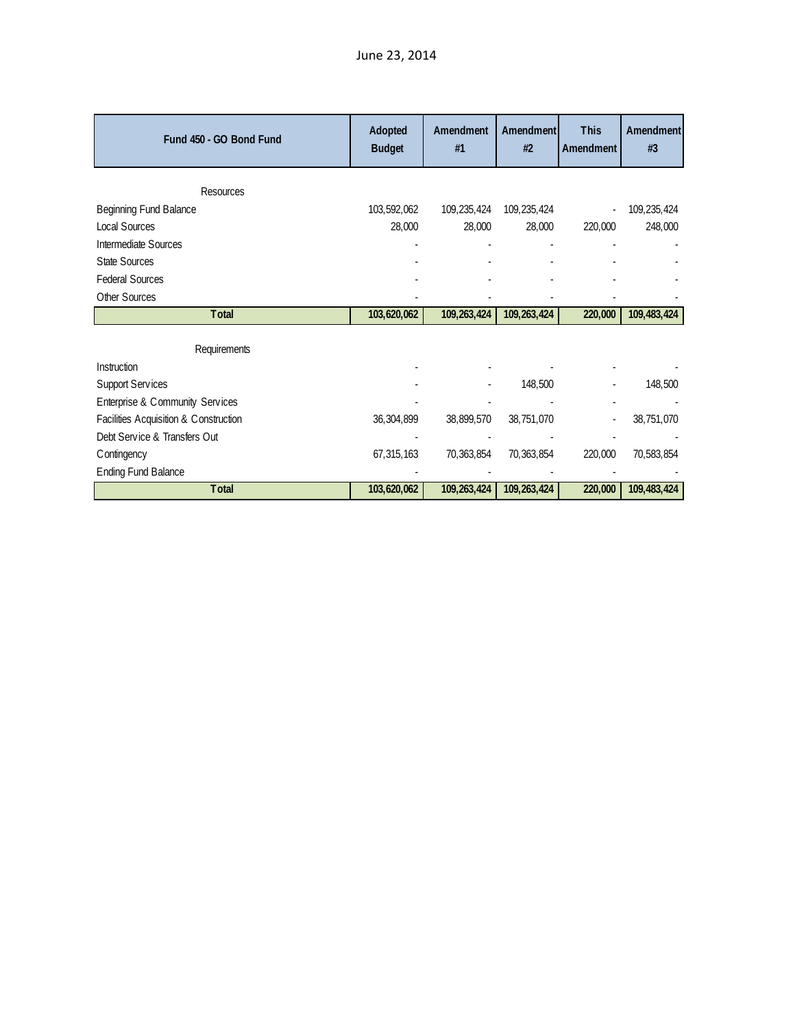June 23, 2014

| Fund 450 - GO Bond Fund | Adopted Budget | Amendment #1 | Amendment #2 | This Amendment | Amendment #3 |
|---|---|---|---|---|---|
| Resources | | | | | |
| Beginning Fund Balance | 103,592,062 | 109,235,424 | 109,235,424 | - | 109,235,424 |
| Local Sources | 28,000 | 28,000 | 28,000 | 220,000 | 248,000 |
| Intermediate Sources | - | - | - | - | - |
| State Sources | - | - | - | - | - |
| Federal Sources | - | - | - | - | - |
| Other Sources | - | - | - | - | - |
| **Total** | **103,620,062** | **109,263,424** | **109,263,424** | **220,000** | **109,483,424** |
| Requirements | | | | | |
| Instruction | - | - | - | - | - |
| Support Services | - | - | 148,500 | - | 148,500 |
| Enterprise & Community Services | - | - | - | - | - |
| Facilities Acquisition & Construction | 36,304,899 | 38,899,570 | 38,751,070 | - | 38,751,070 |
| Debt Service & Transfers Out | - | - | - | - | - |
| Contingency | 67,315,163 | 70,363,854 | 70,363,854 | 220,000 | 70,583,854 |
| Ending Fund Balance | - | - | - | - | - |
| **Total** | **103,620,062** | **109,263,424** | **109,263,424** | **220,000** | **109,483,424** |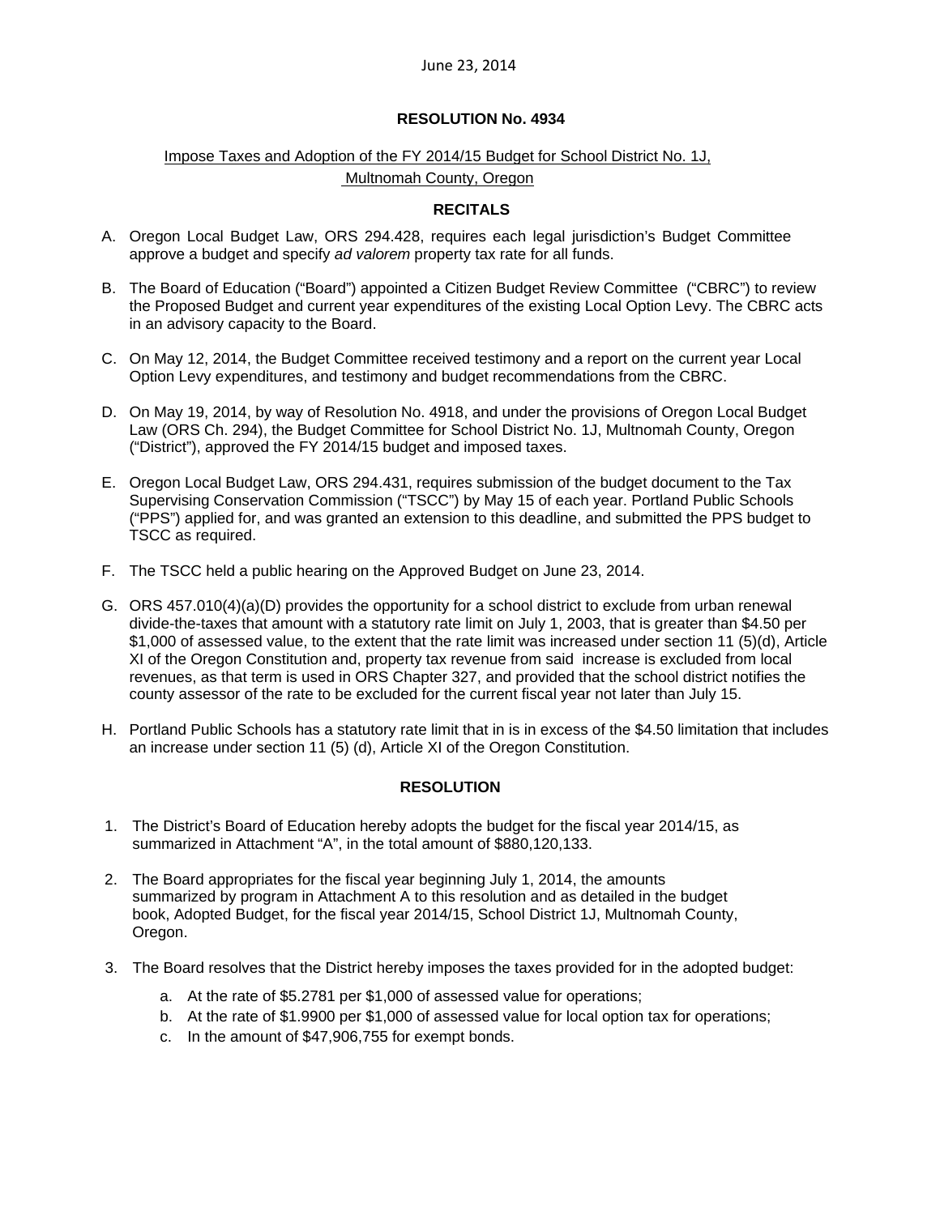June 23, 2014

**RESOLUTION No. 4934**

Impose Taxes and Adoption of the FY 2014/15 Budget for School District No. 1J, Multnomah County, Oregon

**RECITALS**

A. Oregon Local Budget Law, ORS 294.428, requires each legal jurisdiction's Budget Committee approve a budget and specify *ad valorem* property tax rate for all funds.

B. The Board of Education ("Board") appointed a Citizen Budget Review Committee ("CBRC") to review the Proposed Budget and current year expenditures of the existing Local Option Levy. The CBRC acts in an advisory capacity to the Board.

C. On May 12, 2014, the Budget Committee received testimony and a report on the current year Local Option Levy expenditures, and testimony and budget recommendations from the CBRC.

D. On May 19, 2014, by way of Resolution No. 4918, and under the provisions of Oregon Local Budget Law (ORS Ch. 294), the Budget Committee for School District No. 1J, Multnomah County, Oregon ("District"), approved the FY 2014/15 budget and imposed taxes.

E. Oregon Local Budget Law, ORS 294.431, requires submission of the budget document to the Tax Supervising Conservation Commission ("TSCC") by May 15 of each year. Portland Public Schools ("PPS") applied for, and was granted an extension to this deadline, and submitted the PPS budget to TSCC as required.

F. The TSCC held a public hearing on the Approved Budget on June 23, 2014.

G. ORS 457.010(4)(a)(D) provides the opportunity for a school district to exclude from urban renewal divide-the-taxes that amount with a statutory rate limit on July 1, 2003, that is greater than $4.50 per $1,000 of assessed value, to the extent that the rate limit was increased under section 11 (5)(d), Article XI of the Oregon Constitution and, property tax revenue from said increase is excluded from local revenues, as that term is used in ORS Chapter 327, and provided that the school district notifies the county assessor of the rate to be excluded for the current fiscal year not later than July 15.

H. Portland Public Schools has a statutory rate limit that in is in excess of the $4.50 limitation that includes an increase under section 11 (5) (d), Article XI of the Oregon Constitution.

**RESOLUTION**

1. The District's Board of Education hereby adopts the budget for the fiscal year 2014/15, as summarized in Attachment "A", in the total amount of $880,120,133.

2. The Board appropriates for the fiscal year beginning July 1, 2014, the amounts summarized by program in Attachment A to this resolution and as detailed in the budget book, Adopted Budget, for the fiscal year 2014/15, School District 1J, Multnomah County, Oregon.

3. The Board resolves that the District hereby imposes the taxes provided for in the adopted budget:

    a. At the rate of $5.2781 per $1,000 of assessed value for operations;
    b. At the rate of $1.9900 per $1,000 of assessed value for local option tax for operations;
    c. In the amount of $47,906,755 for exempt bonds.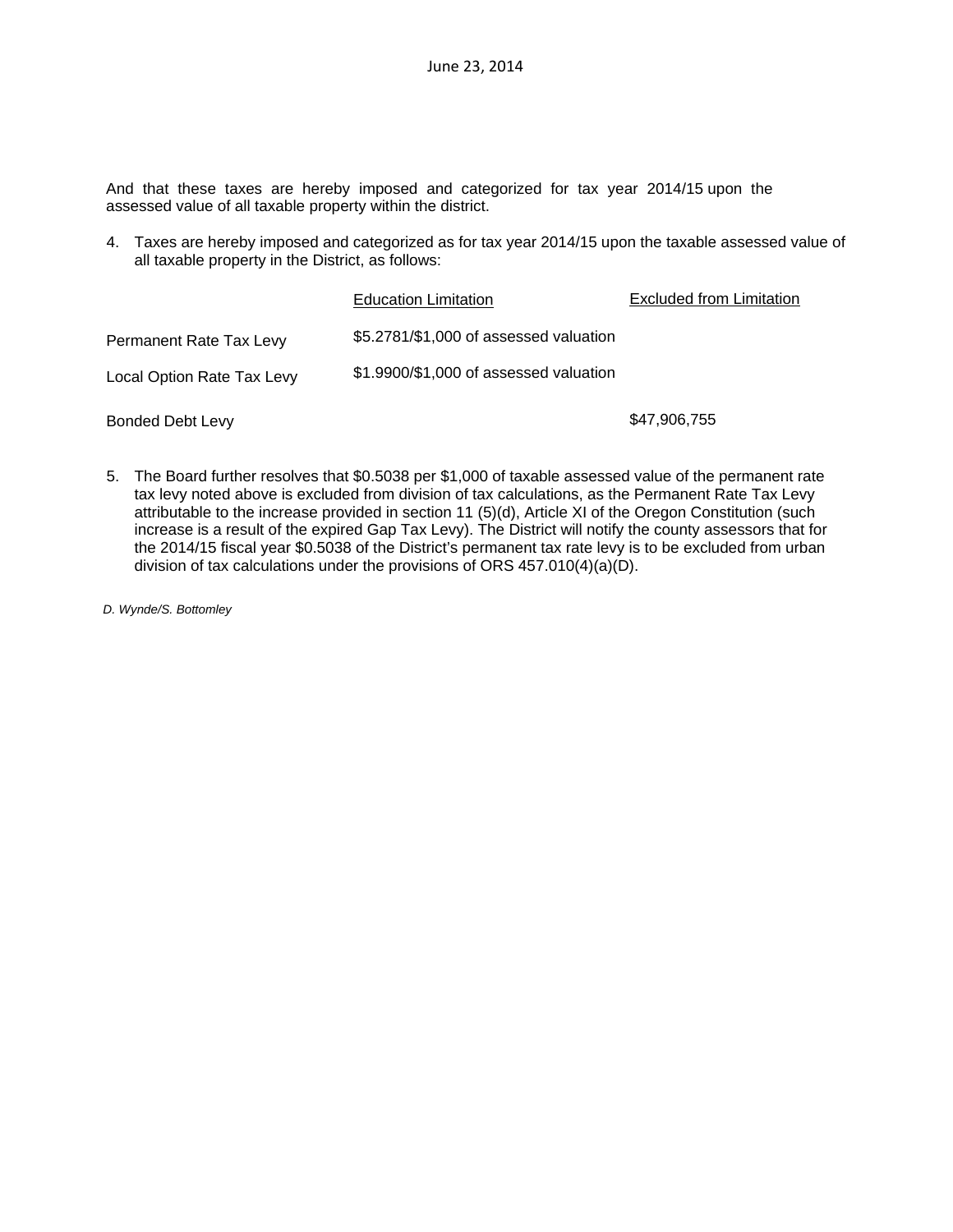June 23, 2014

And that these taxes are hereby imposed and categorized for tax year 2014/15 upon the assessed value of all taxable property within the district.

4. Taxes are hereby imposed and categorized as for tax year 2014/15 upon the taxable assessed value of all taxable property in the District, as follows:

| | Education Limitation | Excluded from Limitation |
|---|---|---|
| Permanent Rate Tax Levy | $5.2781/$1,000 of assessed valuation | |
| Local Option Rate Tax Levy | $1.9900/$1,000 of assessed valuation | |
| Bonded Debt Levy | | $47,906,755 |

5. The Board further resolves that $0.5038 per $1,000 of taxable assessed value of the permanent rate tax levy noted above is excluded from division of tax calculations, as the Permanent Rate Tax Levy attributable to the increase provided in section 11 (5)(d), Article XI of the Oregon Constitution (such increase is a result of the expired Gap Tax Levy). The District will notify the county assessors that for the 2014/15 fiscal year $0.5038 of the District's permanent tax rate levy is to be excluded from urban division of tax calculations under the provisions of ORS 457.010(4)(a)(D).

*D. Wynde/S. Bottomley*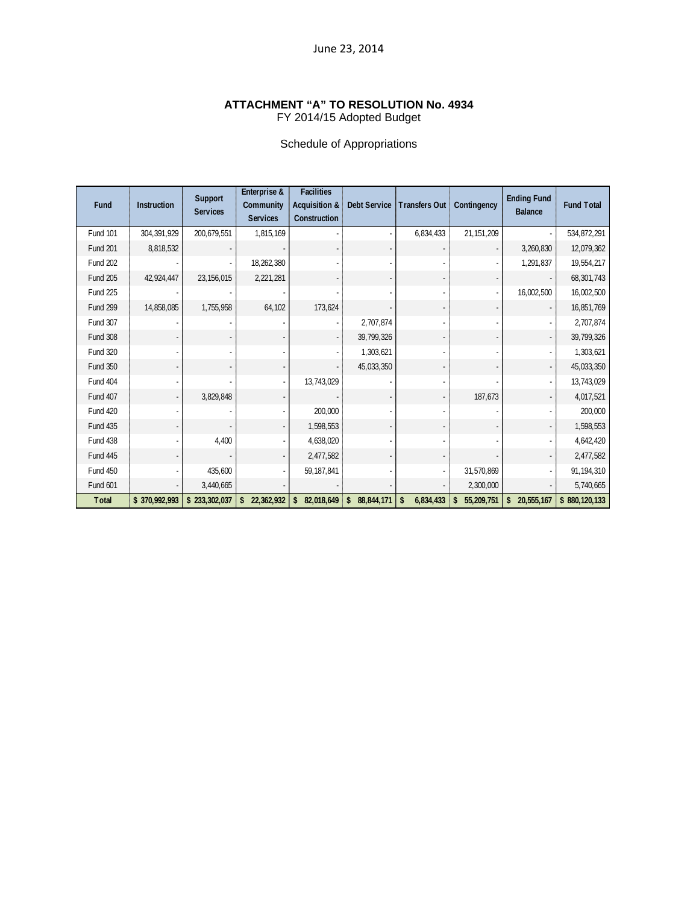June 23, 2014

**ATTACHMENT "A" TO RESOLUTION No. 4934**
FY 2014/15 Adopted Budget

Schedule of Appropriations

| Fund | Instruction | Support Services | Enterprise & Community Services | Facilities Acquisition & Construction | Debt Service | Transfers Out | Contingency | Ending Fund Balance | Fund Total |
|---|---|---|---|---|---|---|---|---|---|
| Fund 101 | 304,391,929 | 200,679,551 | 1,815,169 | - | - | 6,834,433 | 21,151,209 | - | 534,872,291 |
| Fund 201 | 8,818,532 | - | - | - | - | - | - | 3,260,830 | 12,079,362 |
| Fund 202 | - | - | 18,262,380 | - | - | - | - | 1,291,837 | 19,554,217 |
| Fund 205 | 42,924,447 | 23,156,015 | 2,221,281 | - | - | - | - | - | 68,301,743 |
| Fund 225 | - | - | - | - | - | - | - | 16,002,500 | 16,002,500 |
| Fund 299 | 14,858,085 | 1,755,958 | 64,102 | 173,624 | - | - | - | - | 16,851,769 |
| Fund 307 | - | - | - | - | 2,707,874 | - | - | - | 2,707,874 |
| Fund 308 | - | - | - | - | 39,799,326 | - | - | - | 39,799,326 |
| Fund 320 | - | - | - | - | 1,303,621 | - | - | - | 1,303,621 |
| Fund 350 | - | - | - | - | 45,033,350 | - | - | - | 45,033,350 |
| Fund 404 | - | - | - | 13,743,029 | - | - | - | - | 13,743,029 |
| Fund 407 | - | 3,829,848 | - | - | - | - | 187,673 | - | 4,017,521 |
| Fund 420 | - | - | - | 200,000 | - | - | - | - | 200,000 |
| Fund 435 | - | - | - | 1,598,553 | - | - | - | - | 1,598,553 |
| Fund 438 | - | 4,400 | - | 4,638,020 | - | - | - | - | 4,642,420 |
| Fund 445 | - | - | - | 2,477,582 | - | - | - | - | 2,477,582 |
| Fund 450 | - | 435,600 | - | 59,187,841 | - | - | 31,570,869 | - | 91,194,310 |
| Fund 601 | - | 3,440,665 | - | - | - | - | 2,300,000 | - | 5,740,665 |
| **Total** | **$ 370,992,993** | **$ 233,302,037** | **$ 22,362,932** | **$ 82,018,649** | **$ 88,844,171** | **$ 6,834,433** | **$ 55,209,751** | **$ 20,555,167** | **$ 880,120,133** |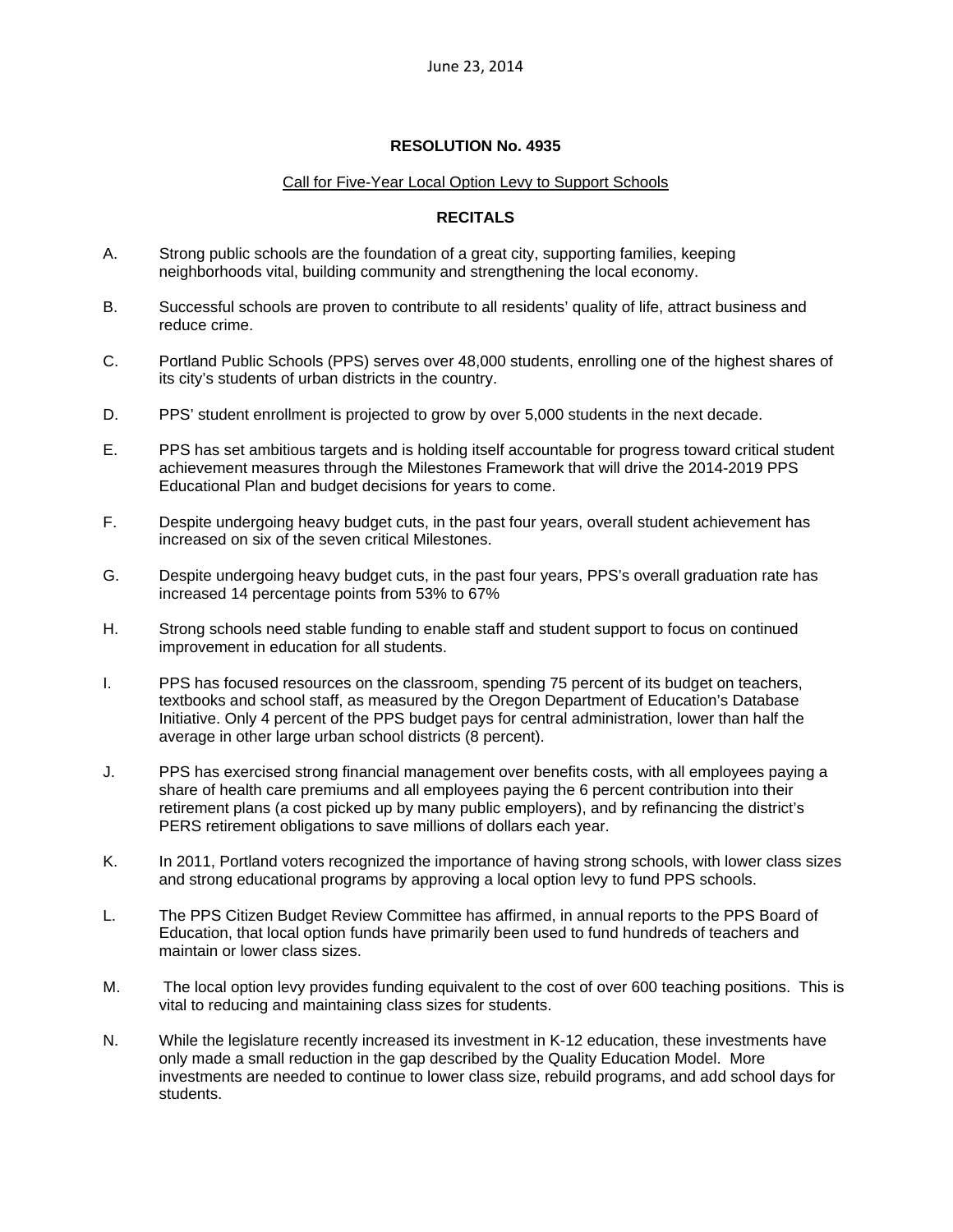June 23, 2014

**RESOLUTION No. 4935**

Call for Five-Year Local Option Levy to Support Schools

**RECITALS**

A. Strong public schools are the foundation of a great city, supporting families, keeping neighborhoods vital, building community and strengthening the local economy.

B. Successful schools are proven to contribute to all residents' quality of life, attract business and reduce crime.

C. Portland Public Schools (PPS) serves over 48,000 students, enrolling one of the highest shares of its city's students of urban districts in the country.

D. PPS' student enrollment is projected to grow by over 5,000 students in the next decade.

E. PPS has set ambitious targets and is holding itself accountable for progress toward critical student achievement measures through the Milestones Framework that will drive the 2014-2019 PPS Educational Plan and budget decisions for years to come.

F. Despite undergoing heavy budget cuts, in the past four years, overall student achievement has increased on six of the seven critical Milestones.

G. Despite undergoing heavy budget cuts, in the past four years, PPS's overall graduation rate has increased 14 percentage points from 53% to 67%

H. Strong schools need stable funding to enable staff and student support to focus on continued improvement in education for all students.

I. PPS has focused resources on the classroom, spending 75 percent of its budget on teachers, textbooks and school staff, as measured by the Oregon Department of Education's Database Initiative. Only 4 percent of the PPS budget pays for central administration, lower than half the average in other large urban school districts (8 percent).

J. PPS has exercised strong financial management over benefits costs, with all employees paying a share of health care premiums and all employees paying the 6 percent contribution into their retirement plans (a cost picked up by many public employers), and by refinancing the district's PERS retirement obligations to save millions of dollars each year.

K. In 2011, Portland voters recognized the importance of having strong schools, with lower class sizes and strong educational programs by approving a local option levy to fund PPS schools.

L. The PPS Citizen Budget Review Committee has affirmed, in annual reports to the PPS Board of Education, that local option funds have primarily been used to fund hundreds of teachers and maintain or lower class sizes.

M. The local option levy provides funding equivalent to the cost of over 600 teaching positions. This is vital to reducing and maintaining class sizes for students.

N. While the legislature recently increased its investment in K-12 education, these investments have only made a small reduction in the gap described by the Quality Education Model. More investments are needed to continue to lower class size, rebuild programs, and add school days for students.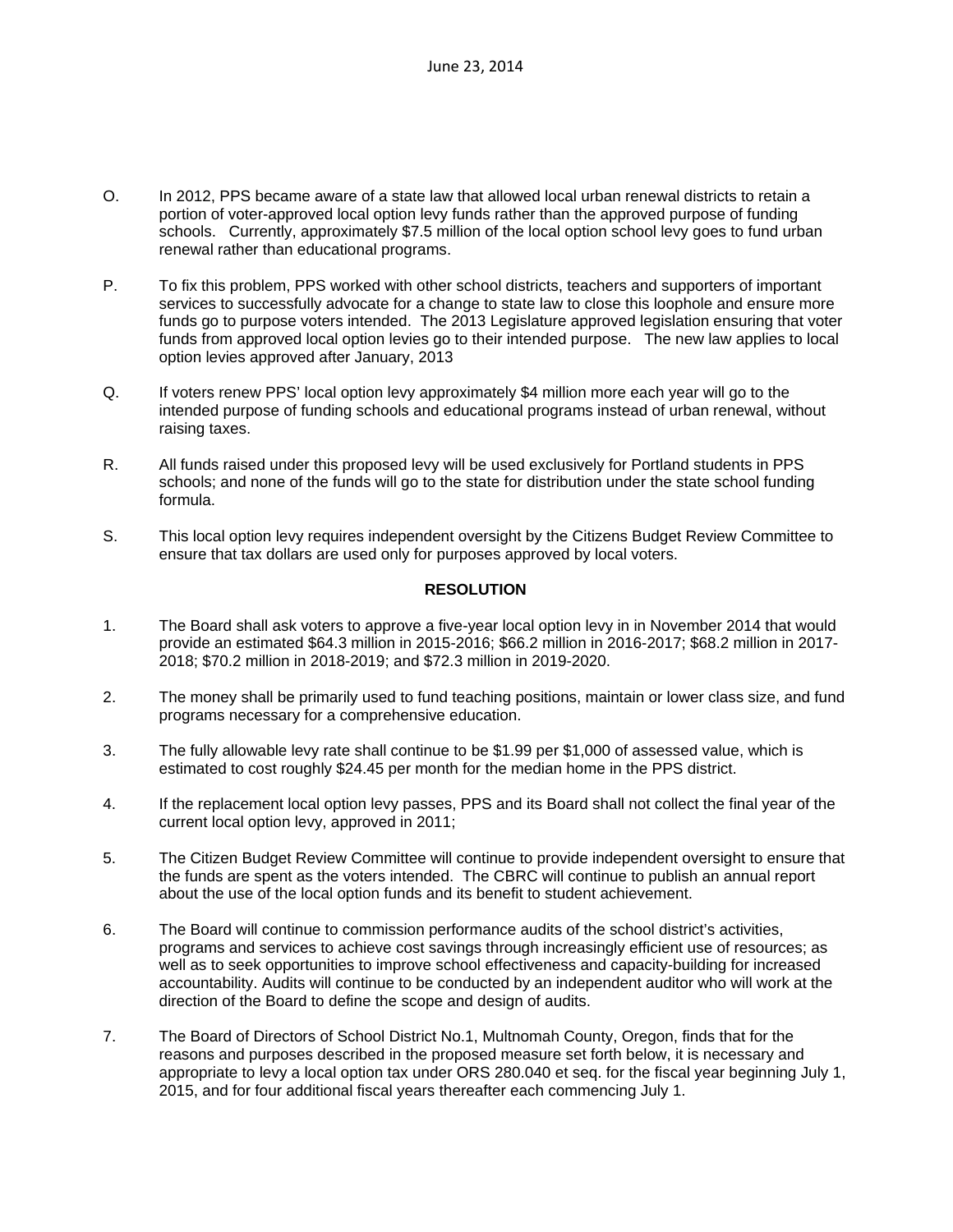O. In 2012, PPS became aware of a state law that allowed local urban renewal districts to retain a portion of voter-approved local option levy funds rather than the approved purpose of funding schools. Currently, approximately $7.5 million of the local option school levy goes to fund urban renewal rather than educational programs.

P. To fix this problem, PPS worked with other school districts, teachers and supporters of important services to successfully advocate for a change to state law to close this loophole and ensure more funds go to purpose voters intended. The 2013 Legislature approved legislation ensuring that voter funds from approved local option levies go to their intended purpose. The new law applies to local option levies approved after January, 2013

Q. If voters renew PPS' local option levy approximately $4 million more each year will go to the intended purpose of funding schools and educational programs instead of urban renewal, without raising taxes.

R. All funds raised under this proposed levy will be used exclusively for Portland students in PPS schools; and none of the funds will go to the state for distribution under the state school funding formula.

S. This local option levy requires independent oversight by the Citizens Budget Review Committee to ensure that tax dollars are used only for purposes approved by local voters.

## RESOLUTION

1. The Board shall ask voters to approve a five-year local option levy in in November 2014 that would provide an estimated $64.3 million in 2015-2016; $66.2 million in 2016-2017; $68.2 million in 2017-2018; $70.2 million in 2018-2019; and $72.3 million in 2019-2020.

2. The money shall be primarily used to fund teaching positions, maintain or lower class size, and fund programs necessary for a comprehensive education.

3. The fully allowable levy rate shall continue to be $1.99 per $1,000 of assessed value, which is estimated to cost roughly $24.45 per month for the median home in the PPS district.

4. If the replacement local option levy passes, PPS and its Board shall not collect the final year of the current local option levy, approved in 2011;

5. The Citizen Budget Review Committee will continue to provide independent oversight to ensure that the funds are spent as the voters intended. The CBRC will continue to publish an annual report about the use of the local option funds and its benefit to student achievement.

6. The Board will continue to commission performance audits of the school district's activities, programs and services to achieve cost savings through increasingly efficient use of resources; as well as to seek opportunities to improve school effectiveness and capacity-building for increased accountability. Audits will continue to be conducted by an independent auditor who will work at the direction of the Board to define the scope and design of audits.

7. The Board of Directors of School District No.1, Multnomah County, Oregon, finds that for the reasons and purposes described in the proposed measure set forth below, it is necessary and appropriate to levy a local option tax under ORS 280.040 et seq. for the fiscal year beginning July 1, 2015, and for four additional fiscal years thereafter each commencing July 1.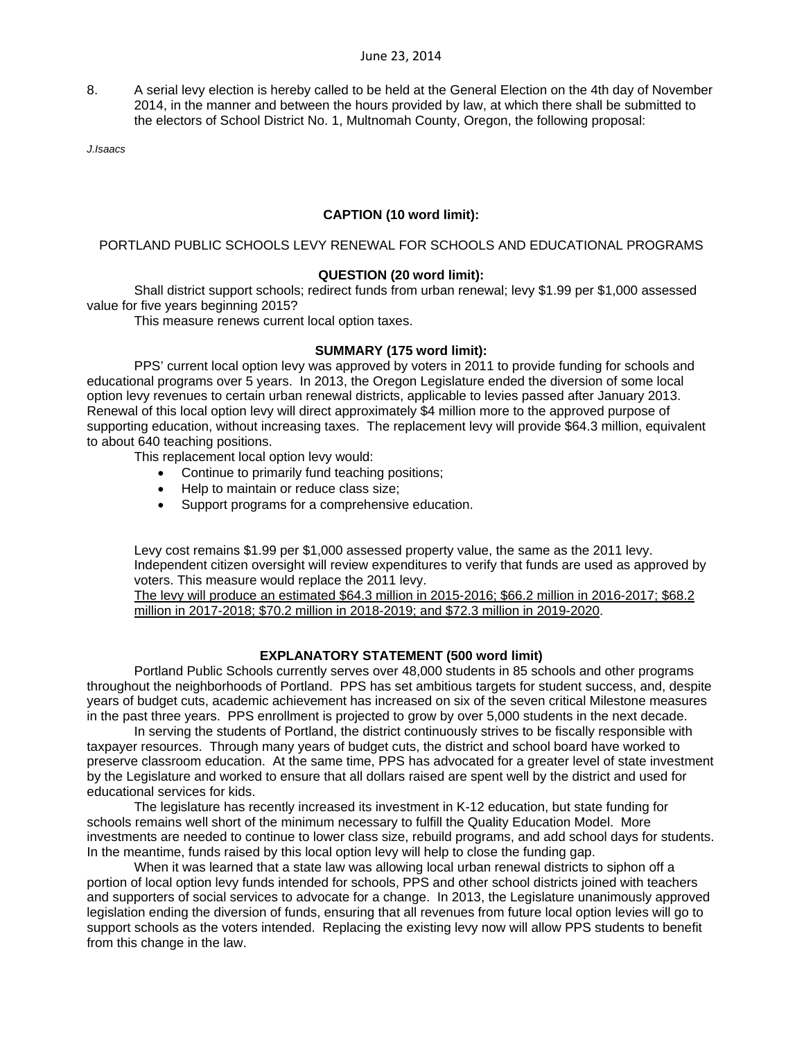8. A serial levy election is hereby called to be held at the General Election on the 4th day of November 2014, in the manner and between the hours provided by law, at which there shall be submitted to the electors of School District No. 1, Multnomah County, Oregon, the following proposal:

*J.Isaacs*

**CAPTION (10 word limit):**

PORTLAND PUBLIC SCHOOLS LEVY RENEWAL FOR SCHOOLS AND EDUCATIONAL PROGRAMS

**QUESTION (20 word limit):**

Shall district support schools; redirect funds from urban renewal; levy $1.99 per $1,000 assessed value for five years beginning 2015?

This measure renews current local option taxes.

**SUMMARY (175 word limit):**

PPS' current local option levy was approved by voters in 2011 to provide funding for schools and educational programs over 5 years. In 2013, the Oregon Legislature ended the diversion of some local option levy revenues to certain urban renewal districts, applicable to levies passed after January 2013. Renewal of this local option levy will direct approximately $4 million more to the approved purpose of supporting education, without increasing taxes. The replacement levy will provide $64.3 million, equivalent to about 640 teaching positions.

This replacement local option levy would:

- Continue to primarily fund teaching positions;
- Help to maintain or reduce class size;
- Support programs for a comprehensive education.

Levy cost remains $1.99 per $1,000 assessed property value, the same as the 2011 levy. Independent citizen oversight will review expenditures to verify that funds are used as approved by voters. This measure would replace the 2011 levy.

<u>The levy will produce an estimated $64.3 million in 2015-2016; $66.2 million in 2016-2017; $68.2 million in 2017-2018; $70.2 million in 2018-2019; and $72.3 million in 2019-2020</u>.

**EXPLANATORY STATEMENT (500 word limit)**

Portland Public Schools currently serves over 48,000 students in 85 schools and other programs throughout the neighborhoods of Portland. PPS has set ambitious targets for student success, and, despite years of budget cuts, academic achievement has increased on six of the seven critical Milestone measures in the past three years. PPS enrollment is projected to grow by over 5,000 students in the next decade.

In serving the students of Portland, the district continuously strives to be fiscally responsible with taxpayer resources. Through many years of budget cuts, the district and school board have worked to preserve classroom education. At the same time, PPS has advocated for a greater level of state investment by the Legislature and worked to ensure that all dollars raised are spent well by the district and used for educational services for kids.

The legislature has recently increased its investment in K-12 education, but state funding for schools remains well short of the minimum necessary to fulfill the Quality Education Model. More investments are needed to continue to lower class size, rebuild programs, and add school days for students. In the meantime, funds raised by this local option levy will help to close the funding gap.

When it was learned that a state law was allowing local urban renewal districts to siphon off a portion of local option levy funds intended for schools, PPS and other school districts joined with teachers and supporters of social services to advocate for a change. In 2013, the Legislature unanimously approved legislation ending the diversion of funds, ensuring that all revenues from future local option levies will go to support schools as the voters intended. Replacing the existing levy now will allow PPS students to benefit from this change in the law.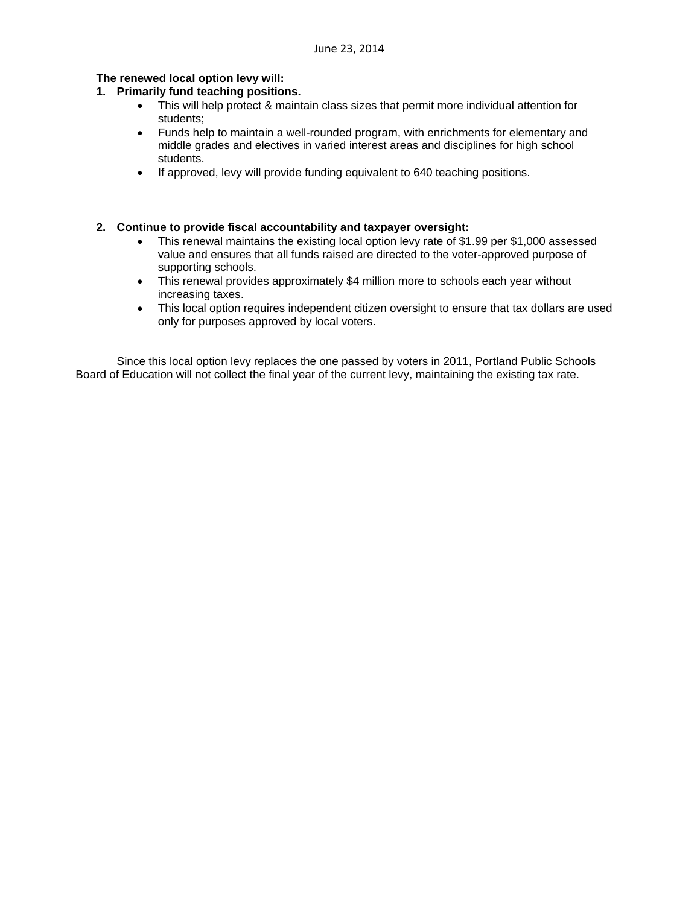June 23, 2014

**The renewed local option levy will:**

1. **Primarily fund teaching positions.**
   - This will help protect & maintain class sizes that permit more individual attention for students;
   - Funds help to maintain a well-rounded program, with enrichments for elementary and middle grades and electives in varied interest areas and disciplines for high school students.
   - If approved, levy will provide funding equivalent to 640 teaching positions.

2. **Continue to provide fiscal accountability and taxpayer oversight:**
   - This renewal maintains the existing local option levy rate of $1.99 per $1,000 assessed value and ensures that all funds raised are directed to the voter-approved purpose of supporting schools.
   - This renewal provides approximately $4 million more to schools each year without increasing taxes.
   - This local option requires independent citizen oversight to ensure that tax dollars are used only for purposes approved by local voters.

Since this local option levy replaces the one passed by voters in 2011, Portland Public Schools Board of Education will not collect the final year of the current levy, maintaining the existing tax rate.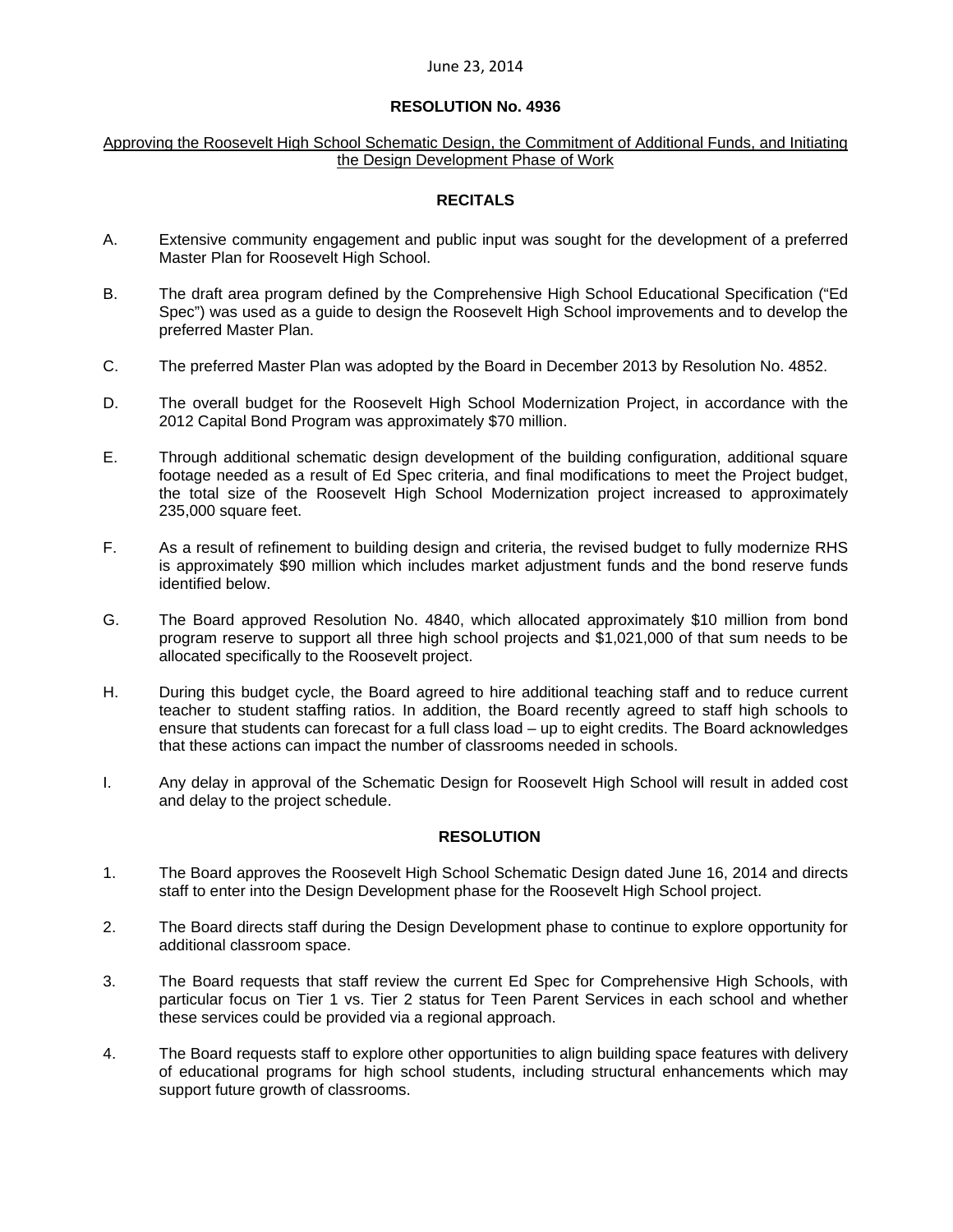June 23, 2014

**RESOLUTION No. 4936**

Approving the Roosevelt High School Schematic Design, the Commitment of Additional Funds, and Initiating the Design Development Phase of Work

**RECITALS**

A. Extensive community engagement and public input was sought for the development of a preferred Master Plan for Roosevelt High School.

B. The draft area program defined by the Comprehensive High School Educational Specification ("Ed Spec") was used as a guide to design the Roosevelt High School improvements and to develop the preferred Master Plan.

C. The preferred Master Plan was adopted by the Board in December 2013 by Resolution No. 4852.

D. The overall budget for the Roosevelt High School Modernization Project, in accordance with the 2012 Capital Bond Program was approximately $70 million.

E. Through additional schematic design development of the building configuration, additional square footage needed as a result of Ed Spec criteria, and final modifications to meet the Project budget, the total size of the Roosevelt High School Modernization project increased to approximately 235,000 square feet.

F. As a result of refinement to building design and criteria, the revised budget to fully modernize RHS is approximately $90 million which includes market adjustment funds and the bond reserve funds identified below.

G. The Board approved Resolution No. 4840, which allocated approximately $10 million from bond program reserve to support all three high school projects and $1,021,000 of that sum needs to be allocated specifically to the Roosevelt project.

H. During this budget cycle, the Board agreed to hire additional teaching staff and to reduce current teacher to student staffing ratios. In addition, the Board recently agreed to staff high schools to ensure that students can forecast for a full class load – up to eight credits. The Board acknowledges that these actions can impact the number of classrooms needed in schools.

I. Any delay in approval of the Schematic Design for Roosevelt High School will result in added cost and delay to the project schedule.

**RESOLUTION**

1. The Board approves the Roosevelt High School Schematic Design dated June 16, 2014 and directs staff to enter into the Design Development phase for the Roosevelt High School project.

2. The Board directs staff during the Design Development phase to continue to explore opportunity for additional classroom space.

3. The Board requests that staff review the current Ed Spec for Comprehensive High Schools, with particular focus on Tier 1 vs. Tier 2 status for Teen Parent Services in each school and whether these services could be provided via a regional approach.

4. The Board requests staff to explore other opportunities to align building space features with delivery of educational programs for high school students, including structural enhancements which may support future growth of classrooms.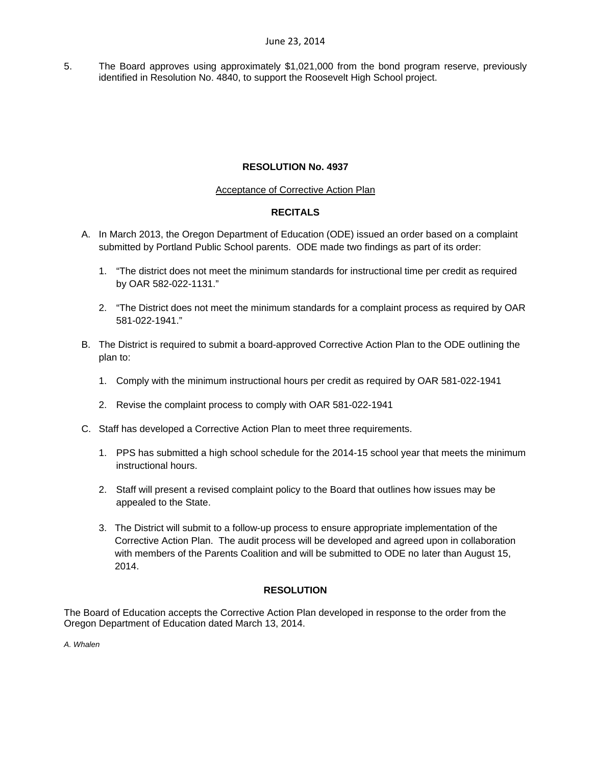5. The Board approves using approximately $1,021,000 from the bond program reserve, previously identified in Resolution No. 4840, to support the Roosevelt High School project.

## RESOLUTION No. 4937

Acceptance of Corrective Action Plan

### RECITALS

A. In March 2013, the Oregon Department of Education (ODE) issued an order based on a complaint submitted by Portland Public School parents. ODE made two findings as part of its order:

   1. “The district does not meet the minimum standards for instructional time per credit as required by OAR 582-022-1131.”

   2. “The District does not meet the minimum standards for a complaint process as required by OAR 581-022-1941.”

B. The District is required to submit a board-approved Corrective Action Plan to the ODE outlining the plan to:

   1. Comply with the minimum instructional hours per credit as required by OAR 581-022-1941

   2. Revise the complaint process to comply with OAR 581-022-1941

C. Staff has developed a Corrective Action Plan to meet three requirements.

   1. PPS has submitted a high school schedule for the 2014-15 school year that meets the minimum instructional hours.

   2. Staff will present a revised complaint policy to the Board that outlines how issues may be appealed to the State.

   3. The District will submit to a follow-up process to ensure appropriate implementation of the Corrective Action Plan. The audit process will be developed and agreed upon in collaboration with members of the Parents Coalition and will be submitted to ODE no later than August 15, 2014.

### RESOLUTION

The Board of Education accepts the Corrective Action Plan developed in response to the order from the Oregon Department of Education dated March 13, 2014.

*A. Whalen*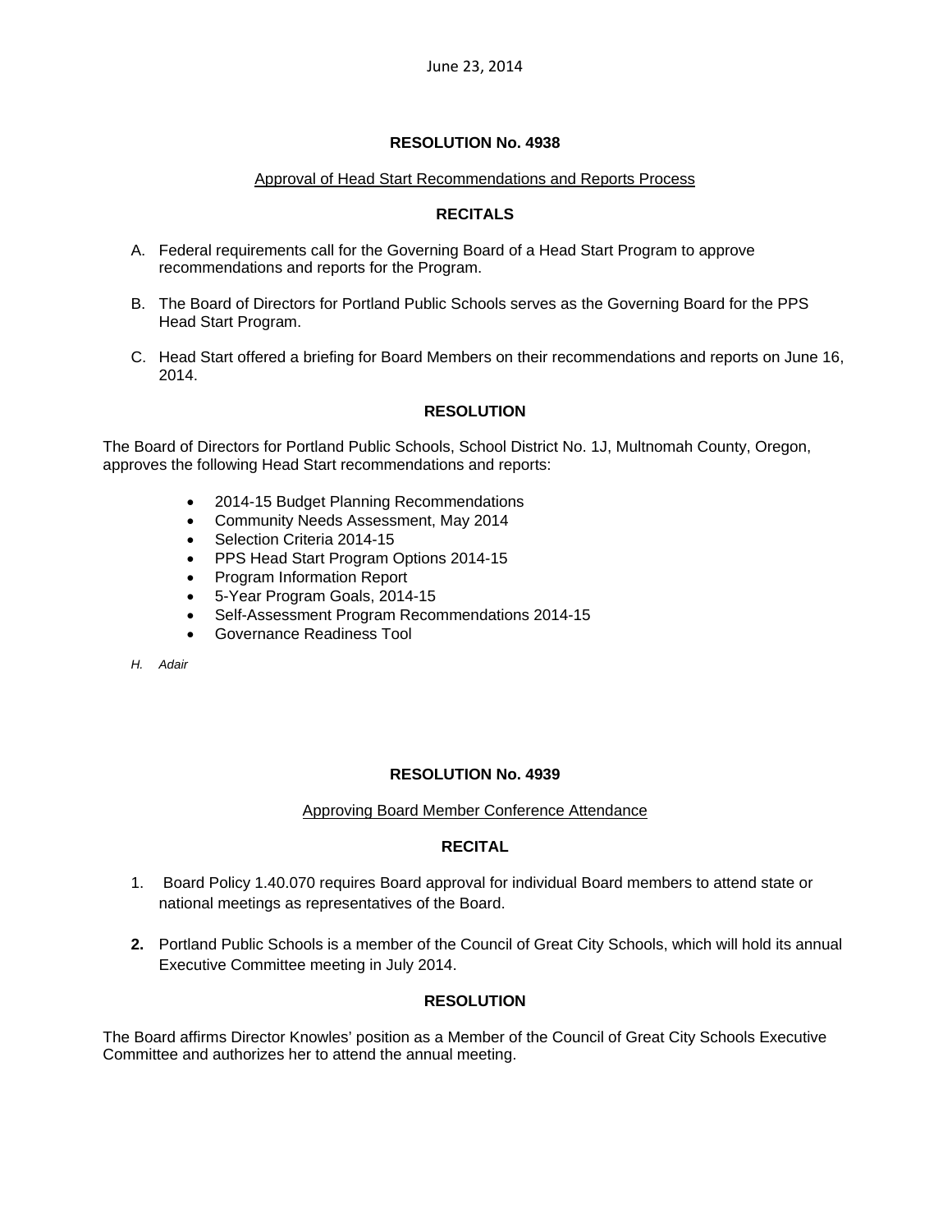June 23, 2014

**RESOLUTION No. 4938**

Approval of Head Start Recommendations and Reports Process

**RECITALS**

A. Federal requirements call for the Governing Board of a Head Start Program to approve recommendations and reports for the Program.

B. The Board of Directors for Portland Public Schools serves as the Governing Board for the PPS Head Start Program.

C. Head Start offered a briefing for Board Members on their recommendations and reports on June 16, 2014.

**RESOLUTION**

The Board of Directors for Portland Public Schools, School District No. 1J, Multnomah County, Oregon, approves the following Head Start recommendations and reports:

- 2014-15 Budget Planning Recommendations
- Community Needs Assessment, May 2014
- Selection Criteria 2014-15
- PPS Head Start Program Options 2014-15
- Program Information Report
- 5-Year Program Goals, 2014-15
- Self-Assessment Program Recommendations 2014-15
- Governance Readiness Tool

*H. Adair*

**RESOLUTION No. 4939**

Approving Board Member Conference Attendance

**RECITAL**

1. Board Policy 1.40.070 requires Board approval for individual Board members to attend state or national meetings as representatives of the Board.

2. Portland Public Schools is a member of the Council of Great City Schools, which will hold its annual Executive Committee meeting in July 2014.

**RESOLUTION**

The Board affirms Director Knowles' position as a Member of the Council of Great City Schools Executive Committee and authorizes her to attend the annual meeting.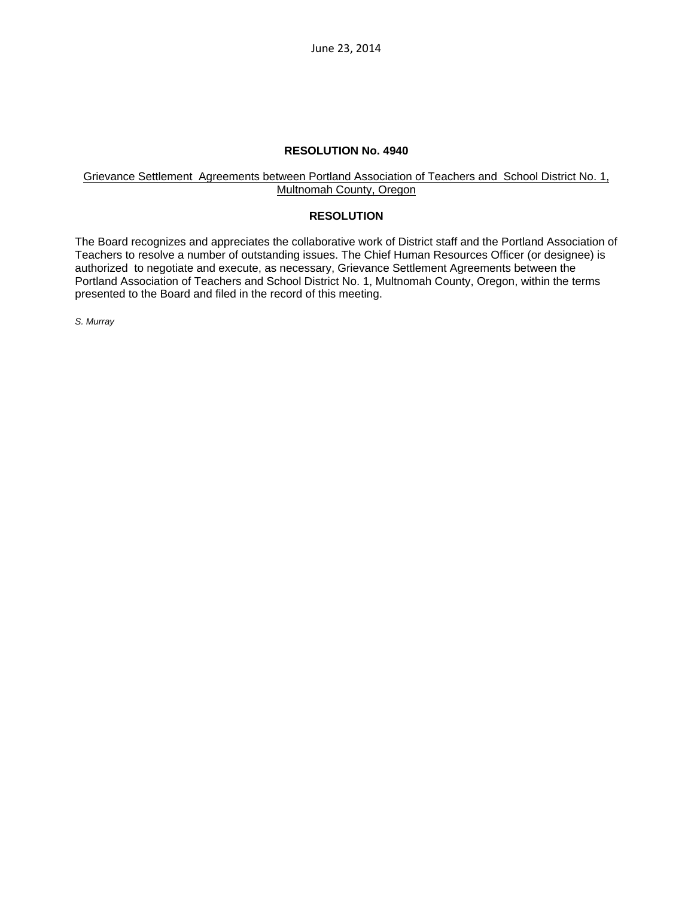June 23, 2014

**RESOLUTION No. 4940**

Grievance Settlement Agreements between Portland Association of Teachers and School District No. 1, Multnomah County, Oregon

**RESOLUTION**

The Board recognizes and appreciates the collaborative work of District staff and the Portland Association of Teachers to resolve a number of outstanding issues. The Chief Human Resources Officer (or designee) is authorized to negotiate and execute, as necessary, Grievance Settlement Agreements between the Portland Association of Teachers and School District No. 1, Multnomah County, Oregon, within the terms presented to the Board and filed in the record of this meeting.

*S. Murray*